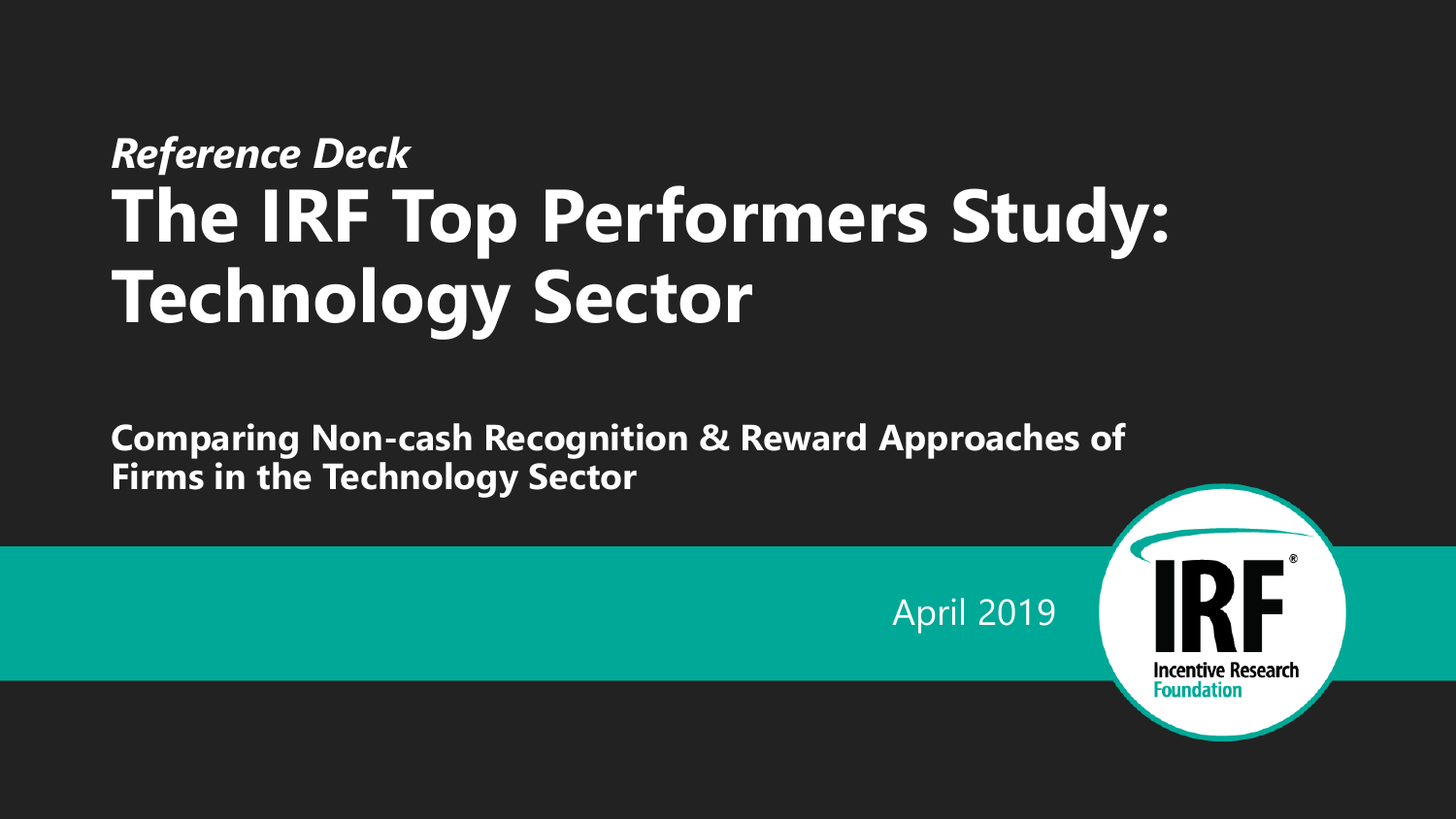*Reference Deck*

# The IRF Top Performers Study: Technology Sector

**Comparing Non-cash Recognition & Reward Approaches of Firms in the Technology Sector**

April 2019

IRF® Incentive Research Foundation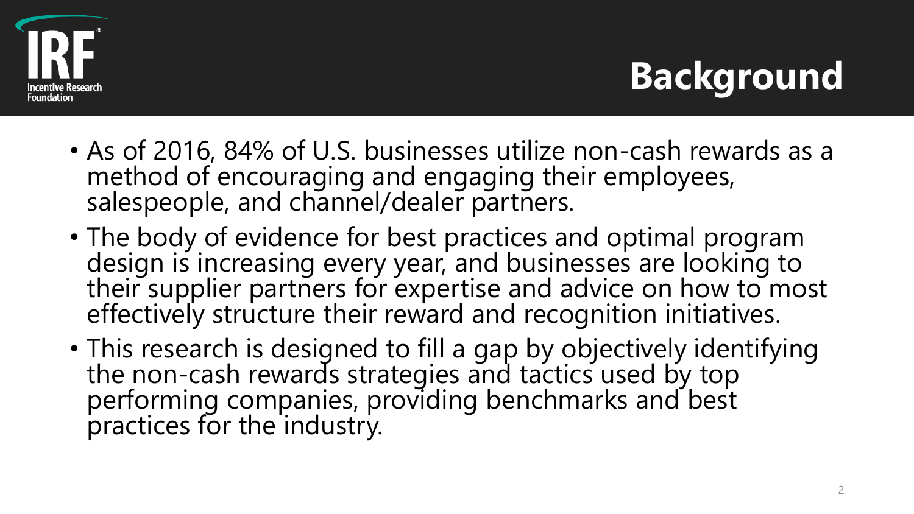# Background

- As of 2016, 84% of U.S. businesses utilize non-cash rewards as a method of encouraging and engaging their employees, salespeople, and channel/dealer partners.
- The body of evidence for best practices and optimal program design is increasing every year, and businesses are looking to their supplier partners for expertise and advice on how to most effectively structure their reward and recognition initiatives.
- This research is designed to fill a gap by objectively identifying the non-cash rewards strategies and tactics used by top performing companies, providing benchmarks and best practices for the industry.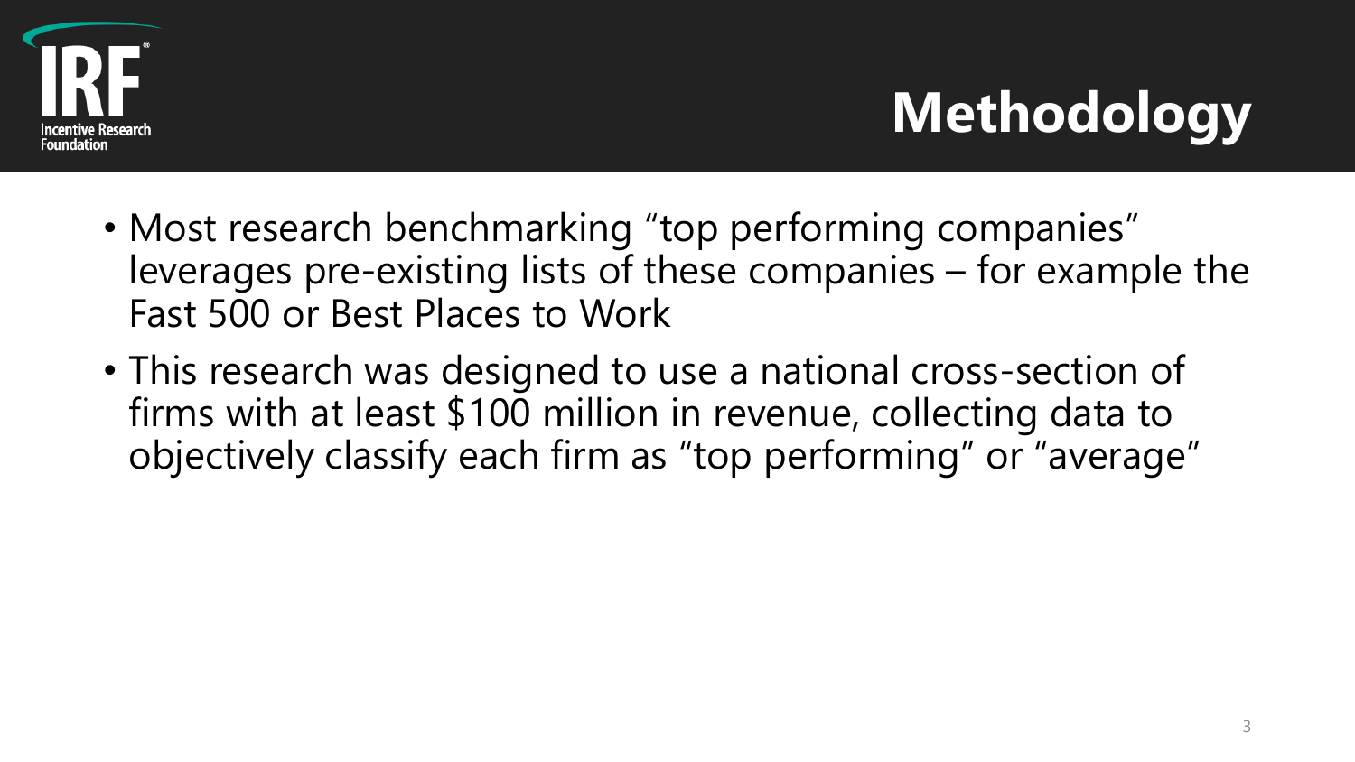# Methodology

- Most research benchmarking "top performing companies" leverages pre-existing lists of these companies – for example the Fast 500 or Best Places to Work
- This research was designed to use a national cross-section of firms with at least $100 million in revenue, collecting data to objectively classify each firm as "top performing" or "average"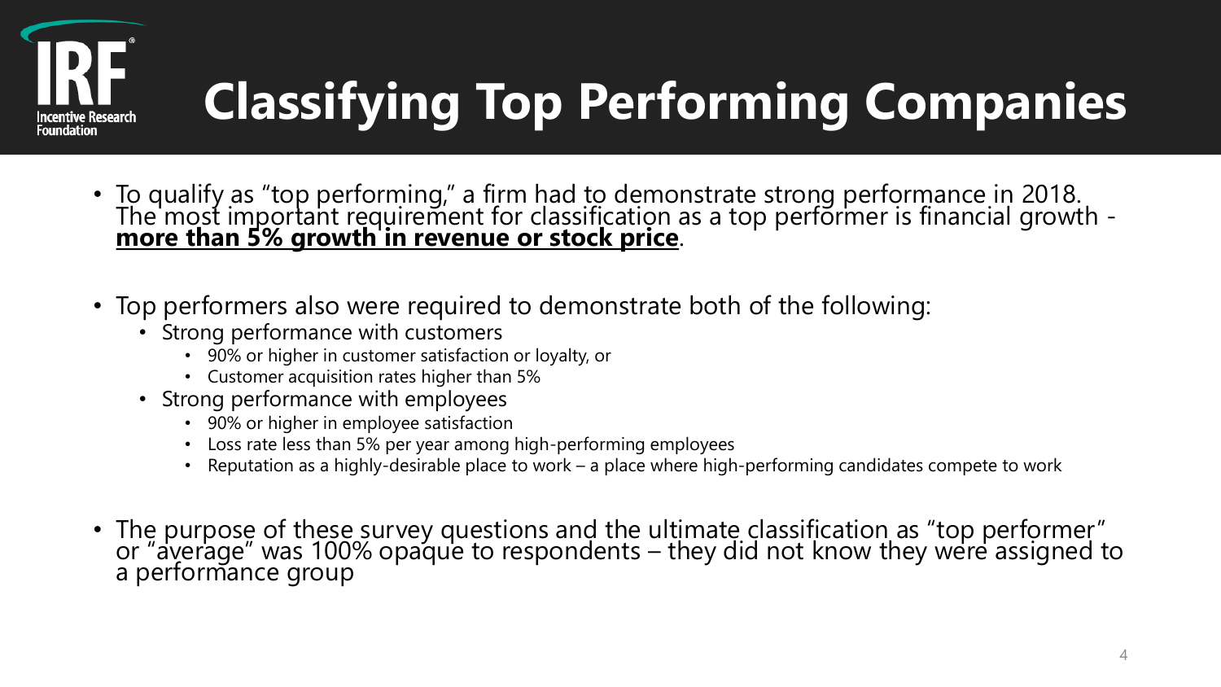# Classifying Top Performing Companies

- To qualify as "top performing," a firm had to demonstrate strong performance in 2018. The most important requirement for classification as a top performer is financial growth - **<u>more than 5% growth in revenue or stock price</u>**.

- Top performers also were required to demonstrate both of the following:
  - Strong performance with customers
    - 90% or higher in customer satisfaction or loyalty, or
    - Customer acquisition rates higher than 5%
  - Strong performance with employees
    - 90% or higher in employee satisfaction
    - Loss rate less than 5% per year among high-performing employees
    - Reputation as a highly-desirable place to work – a place where high-performing candidates compete to work

- The purpose of these survey questions and the ultimate classification as "top performer" or "average" was 100% opaque to respondents – they did not know they were assigned to a performance group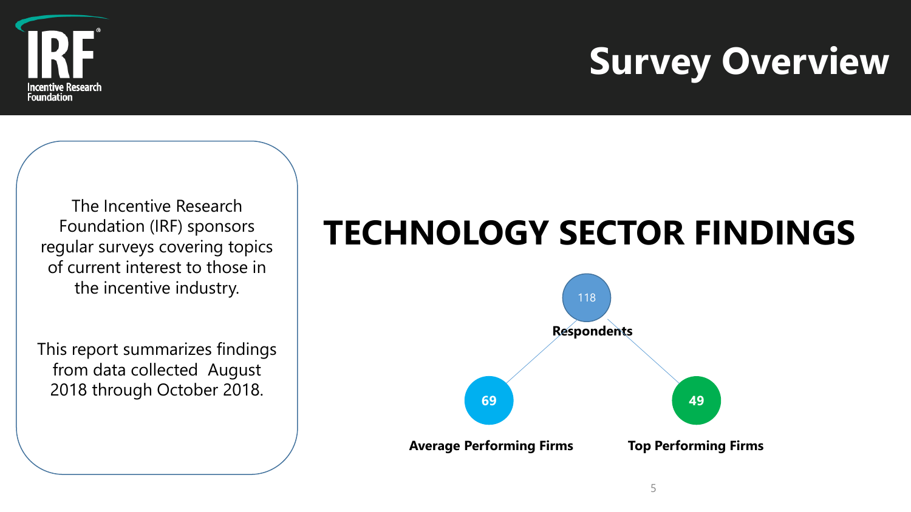# Survey Overview

The Incentive Research Foundation (IRF) sponsors regular surveys covering topics of current interest to those in the incentive industry.

This report summarizes findings from data collected August 2018 through October 2018.

## TECHNOLOGY SECTOR FINDINGS

118 **Respondents**

69 **Average Performing Firms**

49 **Top Performing Firms**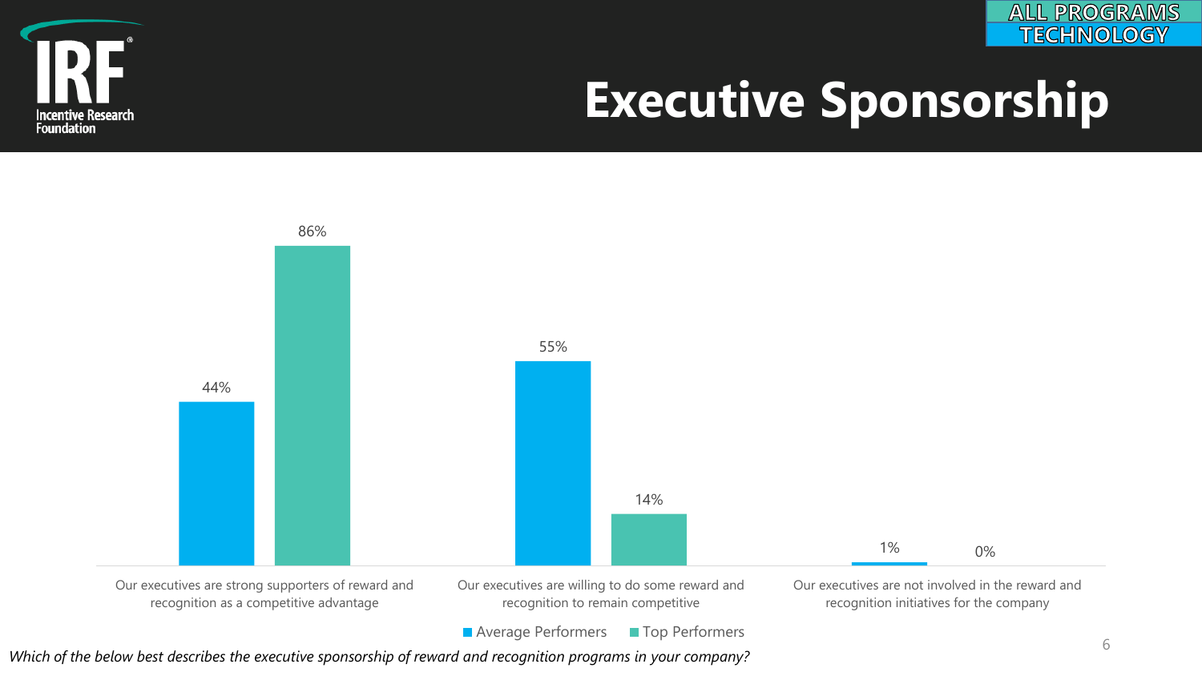ALL PROGRAMS
TECHNOLOGY

# Executive Sponsorship

| | Average Performers | Top Performers |
|---|---|---|
| Our executives are strong supporters of reward and recognition as a competitive advantage | 44% | 86% |
| Our executives are willing to do some reward and recognition to remain competitive | 55% | 14% |
| Our executives are not involved in the reward and recognition initiatives for the company | 1% | 0% |

*Which of the below best describes the executive sponsorship of reward and recognition programs in your company?*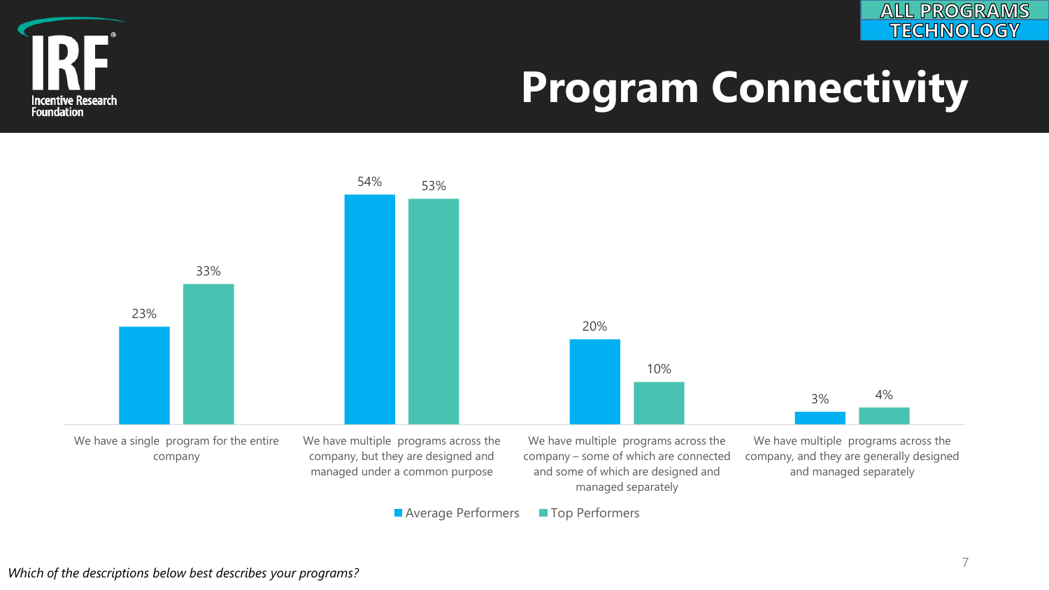ALL PROGRAMS
TECHNOLOGY

# Program Connectivity

| | Average Performers | Top Performers |
|---|---|---|
| We have a single program for the entire company | 23% | 33% |
| We have multiple programs across the company, but they are designed and managed under a common purpose | 54% | 53% |
| We have multiple programs across the company – some of which are connected and some of which are designed and managed separately | 20% | 10% |
| We have multiple programs across the company, and they are generally designed and managed separately | 3% | 4% |

*Which of the descriptions below best describes your programs?*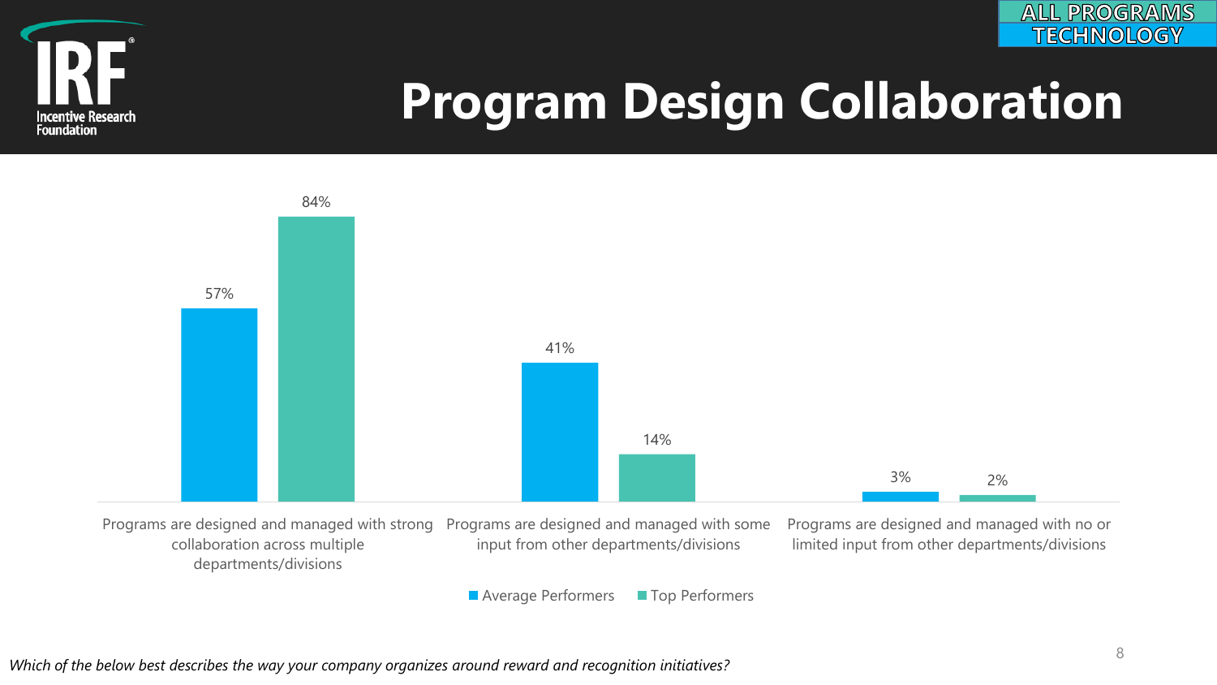ALL PROGRAMS
TECHNOLOGY

# Program Design Collaboration

| | Average Performers | Top Performers |
|---|---|---|
| Programs are designed and managed with strong collaboration across multiple departments/divisions | 57% | 84% |
| Programs are designed and managed with some input from other departments/divisions | 41% | 14% |
| Programs are designed and managed with no or limited input from other departments/divisions | 3% | 2% |

*Which of the below best describes the way your company organizes around reward and recognition initiatives?*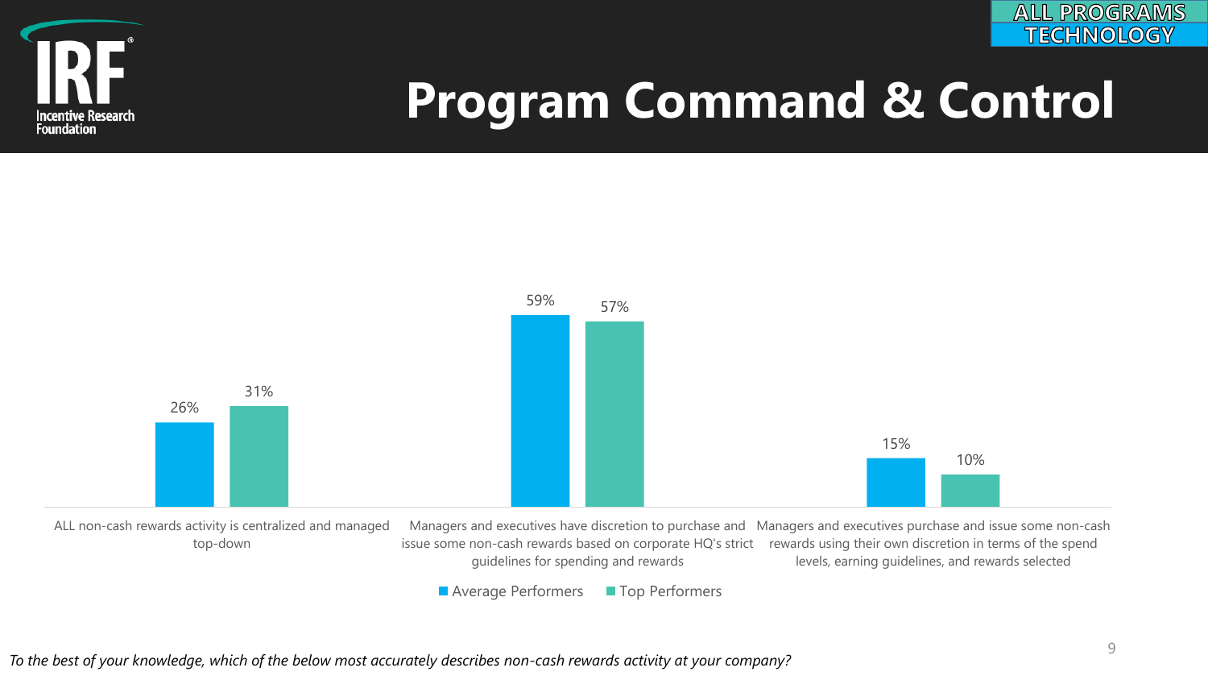ALL PROGRAMS
TECHNOLOGY

# Program Command & Control

| | Average Performers | Top Performers |
|---|---|---|
| ALL non-cash rewards activity is centralized and managed top-down | 26% | 31% |
| Managers and executives have discretion to purchase and issue some non-cash rewards based on corporate HQ's strict guidelines for spending and rewards | 59% | 57% |
| Managers and executives purchase and issue some non-cash rewards using their own discretion in terms of the spend levels, earning guidelines, and rewards selected | 15% | 10% |

*To the best of your knowledge, which of the below most accurately describes non-cash rewards activity at your company?*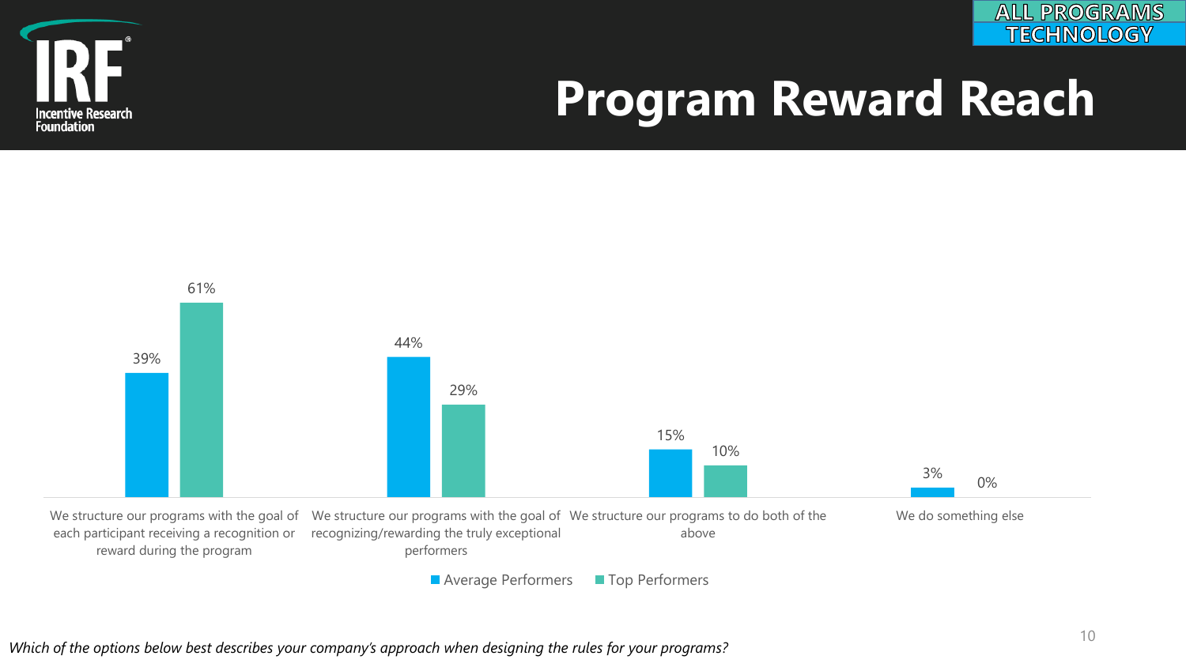ALL PROGRAMS
TECHNOLOGY

# Program Reward Reach

| Approach | Average Performers | Top Performers |
| --- | --- | --- |
| We structure our programs with the goal of each participant receiving a recognition or reward during the program | 39% | 61% |
| We structure our programs with the goal of recognizing/rewarding the truly exceptional performers | 44% | 29% |
| We structure our programs to do both of the above | 15% | 10% |
| We do something else | 3% | 0% |

*Which of the options below best describes your company's approach when designing the rules for your programs?*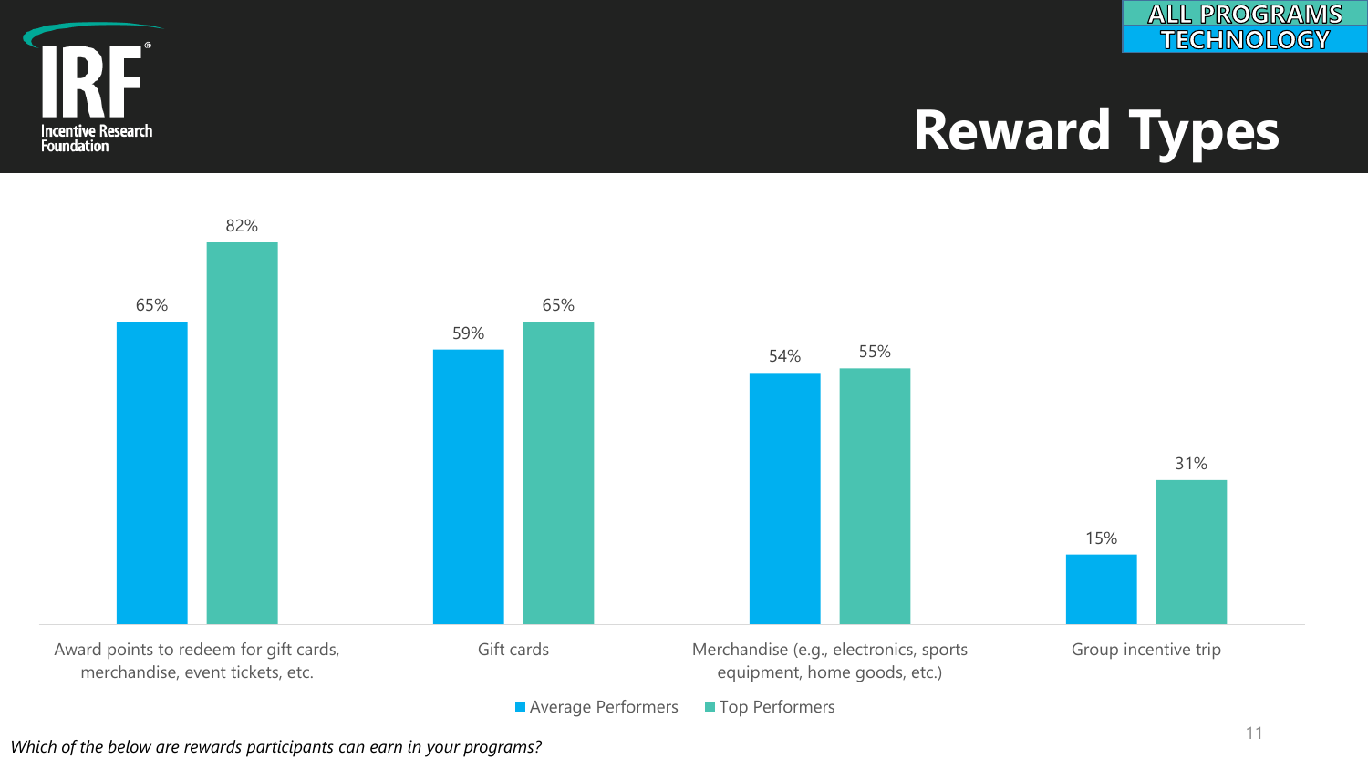ALL PROGRAMS
TECHNOLOGY

# Reward Types

| | Average Performers | Top Performers |
|---|---|---|
| Award points to redeem for gift cards, merchandise, event tickets, etc. | 65% | 82% |
| Gift cards | 59% | 65% |
| Merchandise (e.g., electronics, sports equipment, home goods, etc.) | 54% | 55% |
| Group incentive trip | 15% | 31% |

*Which of the below are rewards participants can earn in your programs?*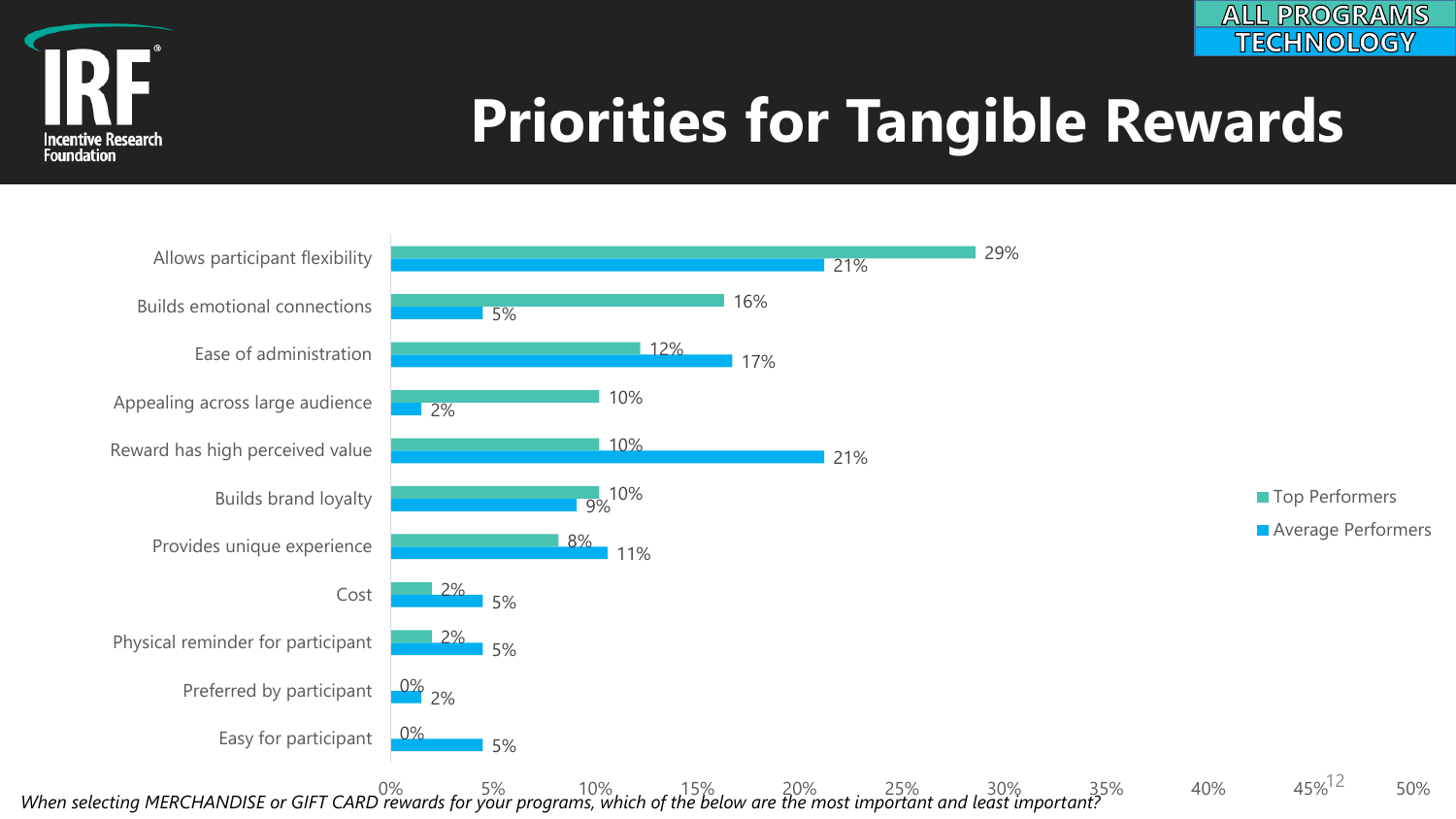ALL PROGRAMS
TECHNOLOGY

# Priorities for Tangible Rewards

| | Top Performers | Average Performers |
|---|---|---|
| Allows participant flexibility | 29% | 21% |
| Builds emotional connections | 16% | 5% |
| Ease of administration | 12% | 17% |
| Appealing across large audience | 10% | 2% |
| Reward has high perceived value | 10% | 21% |
| Builds brand loyalty | 10% | 9% |
| Provides unique experience | 8% | 11% |
| Cost | 2% | 5% |
| Physical reminder for participant | 2% | 5% |
| Preferred by participant | 0% | 2% |
| Easy for participant | 0% | 5% |

*When selecting MERCHANDISE or GIFT CARD rewards for your programs, which of the below are the most important and least important?*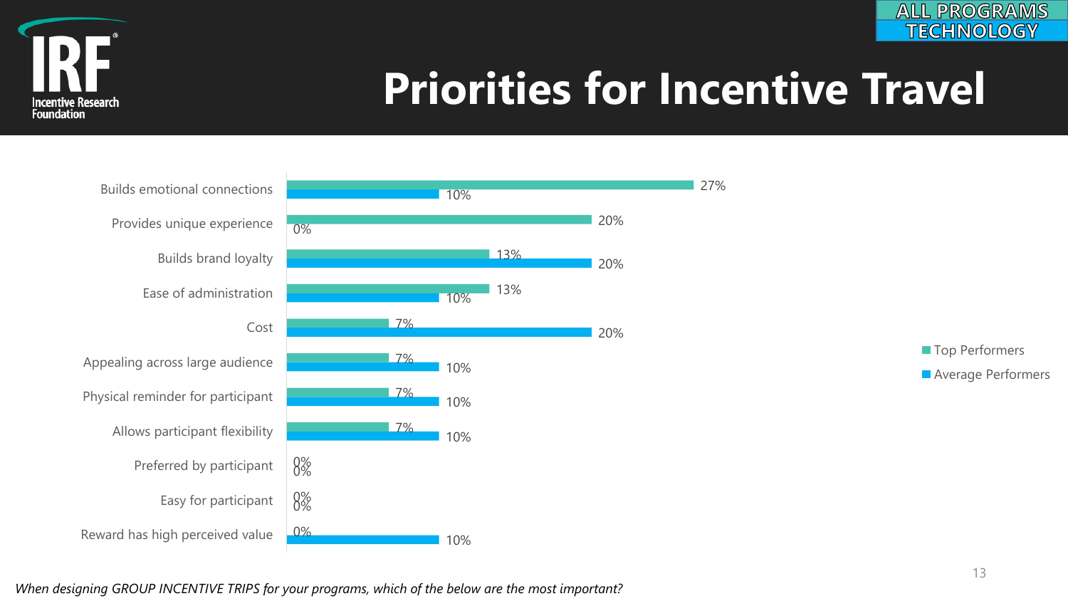ALL PROGRAMS
TECHNOLOGY

# Priorities for Incentive Travel

| | Top Performers | Average Performers |
|---|---|---|
| Builds emotional connections | 27% | 10% |
| Provides unique experience | 20% | 0% |
| Builds brand loyalty | 13% | 20% |
| Ease of administration | 13% | 10% |
| Cost | 7% | 20% |
| Appealing across large audience | 7% | 10% |
| Physical reminder for participant | 7% | 10% |
| Allows participant flexibility | 7% | 10% |
| Preferred by participant | 0% | 0% |
| Easy for participant | 0% | 0% |
| Reward has high perceived value | 0% | 10% |

*When designing GROUP INCENTIVE TRIPS for your programs, which of the below are the most important?*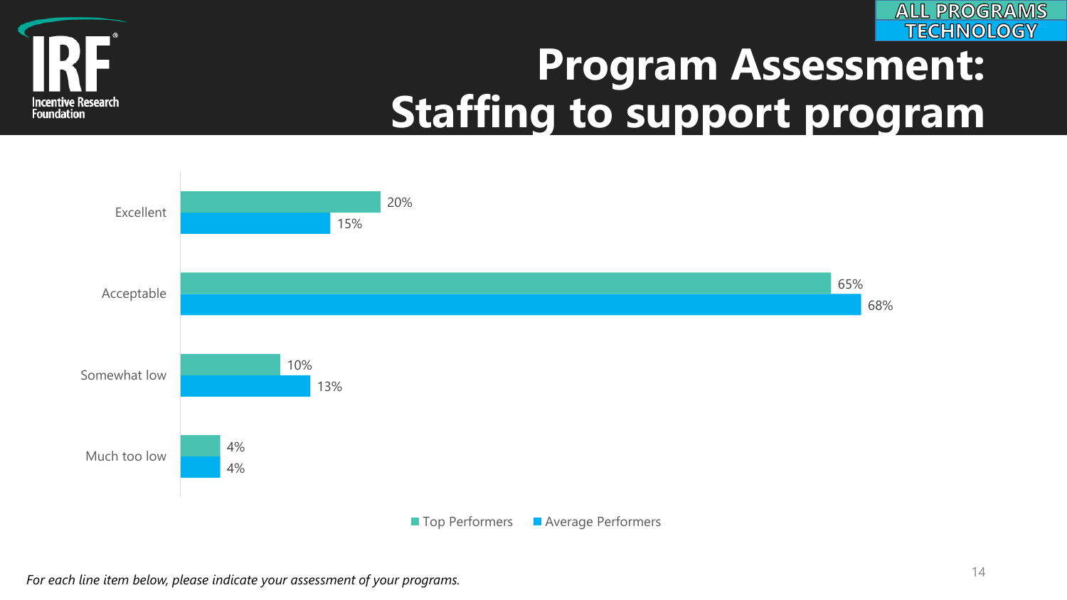ALL PROGRAMS
TECHNOLOGY

# Program Assessment: Staffing to support program

| | Top Performers | Average Performers |
|---|---|---|
| Excellent | 20% | 15% |
| Acceptable | 65% | 68% |
| Somewhat low | 10% | 13% |
| Much too low | 4% | 4% |

*For each line item below, please indicate your assessment of your programs.*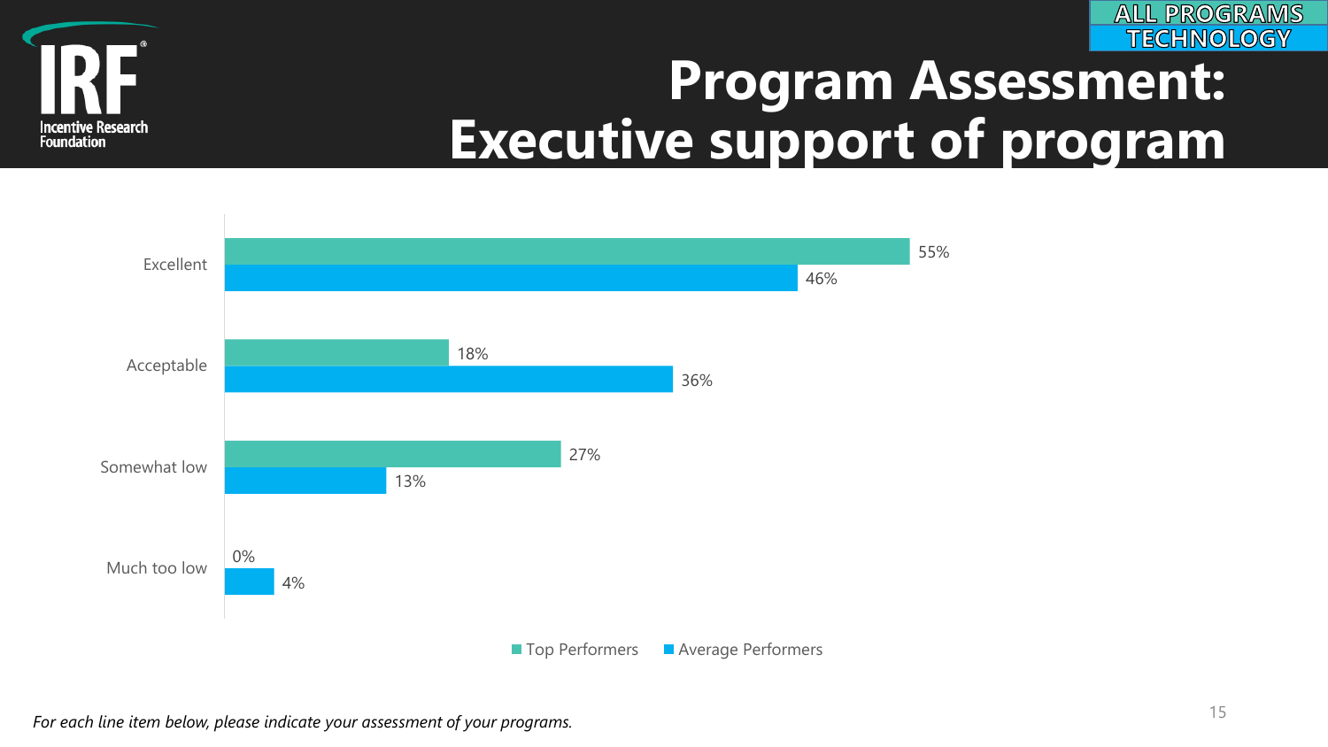ALL PROGRAMS

TECHNOLOGY

# Program Assessment: Executive support of program

| | Top Performers | Average Performers |
|---|---|---|
| Excellent | 55% | 46% |
| Acceptable | 18% | 36% |
| Somewhat low | 27% | 13% |
| Much too low | 0% | 4% |

*For each line item below, please indicate your assessment of your programs.*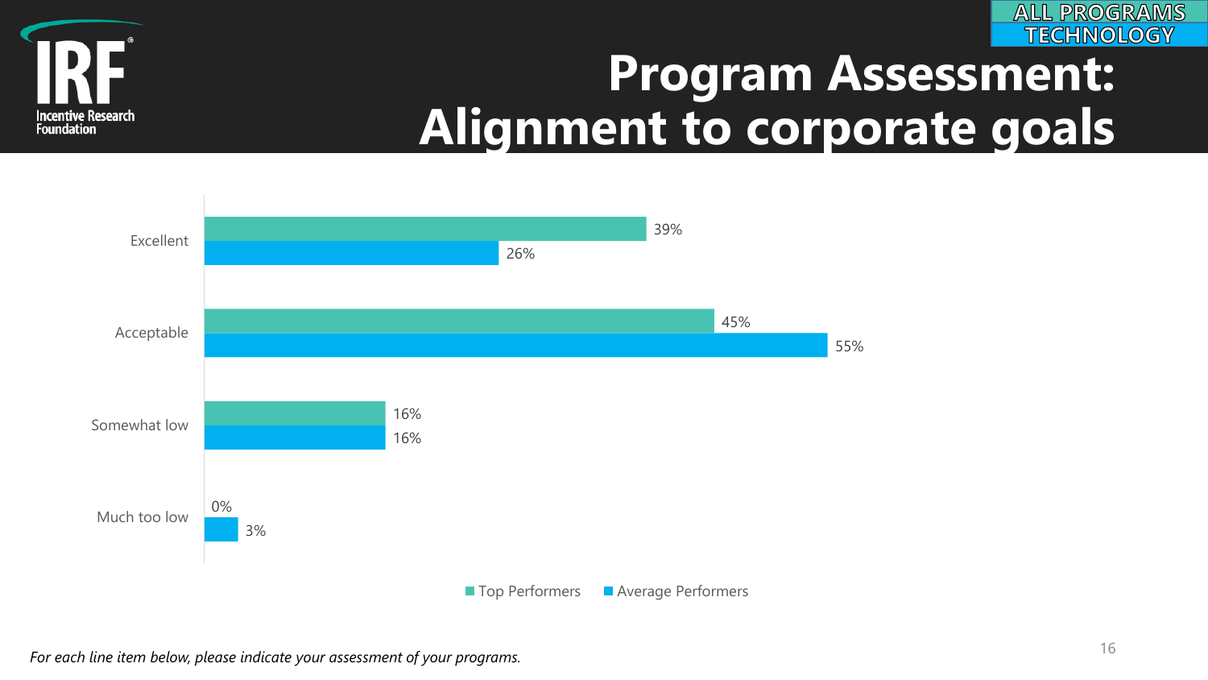ALL PROGRAMS
TECHNOLOGY

# Program Assessment: Alignment to corporate goals

| | Top Performers | Average Performers |
|---|---|---|
| Excellent | 39% | 26% |
| Acceptable | 45% | 55% |
| Somewhat low | 16% | 16% |
| Much too low | 0% | 3% |

*For each line item below, please indicate your assessment of your programs.*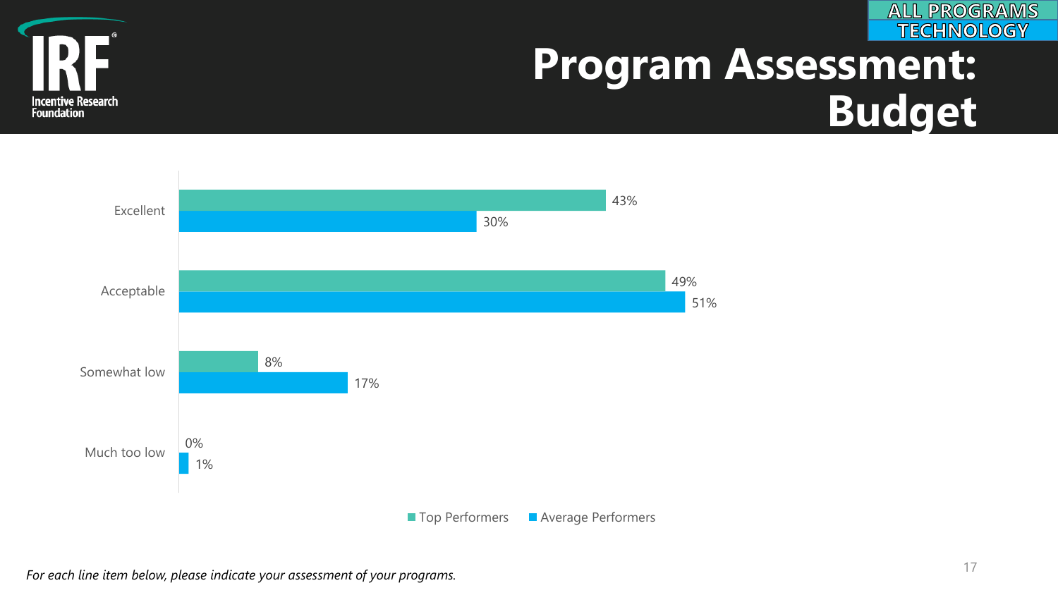ALL PROGRAMS
TECHNOLOGY

# Program Assessment: Budget

| | Top Performers | Average Performers |
|---|---|---|
| Excellent | 43% | 30% |
| Acceptable | 49% | 51% |
| Somewhat low | 8% | 17% |
| Much too low | 0% | 1% |

*For each line item below, please indicate your assessment of your programs.*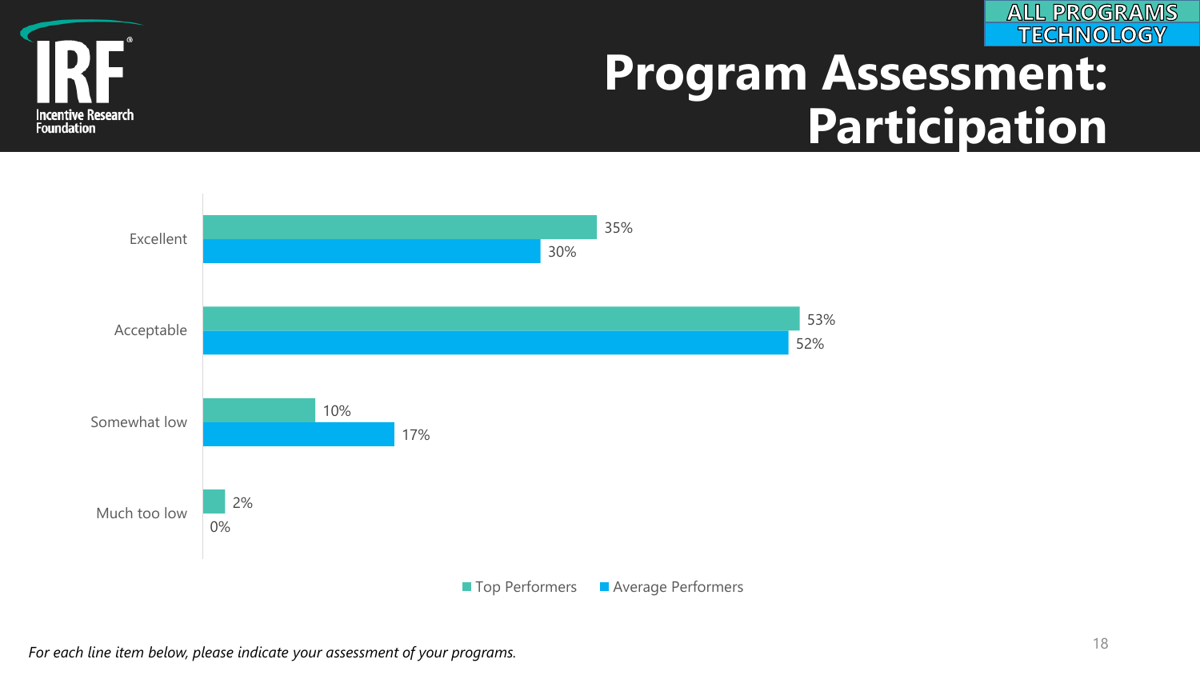ALL PROGRAMS
TECHNOLOGY

# Program Assessment: Participation

| | Top Performers | Average Performers |
|---|---|---|
| Excellent | 35% | 30% |
| Acceptable | 53% | 52% |
| Somewhat low | 10% | 17% |
| Much too low | 2% | 0% |

*For each line item below, please indicate your assessment of your programs.*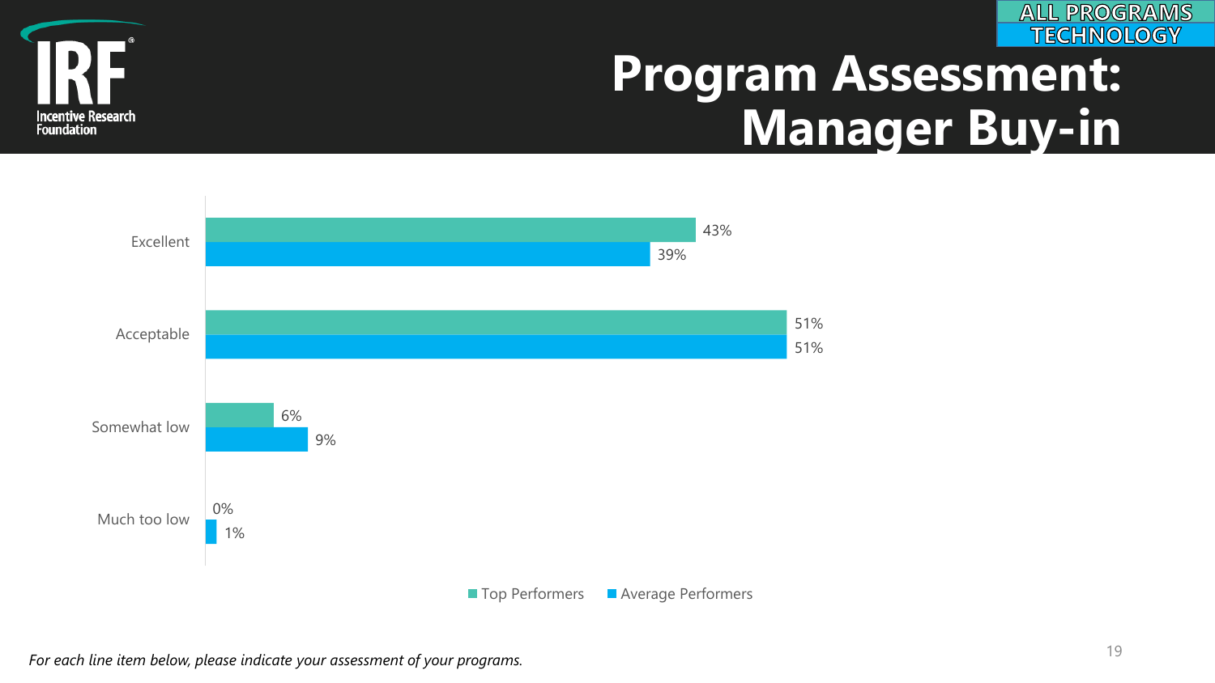ALL PROGRAMS
TECHNOLOGY

# Program Assessment: Manager Buy-in

| | Top Performers | Average Performers |
| --- | --- | --- |
| Excellent | 43% | 39% |
| Acceptable | 51% | 51% |
| Somewhat low | 6% | 9% |
| Much too low | 0% | 1% |

*For each line item below, please indicate your assessment of your programs.*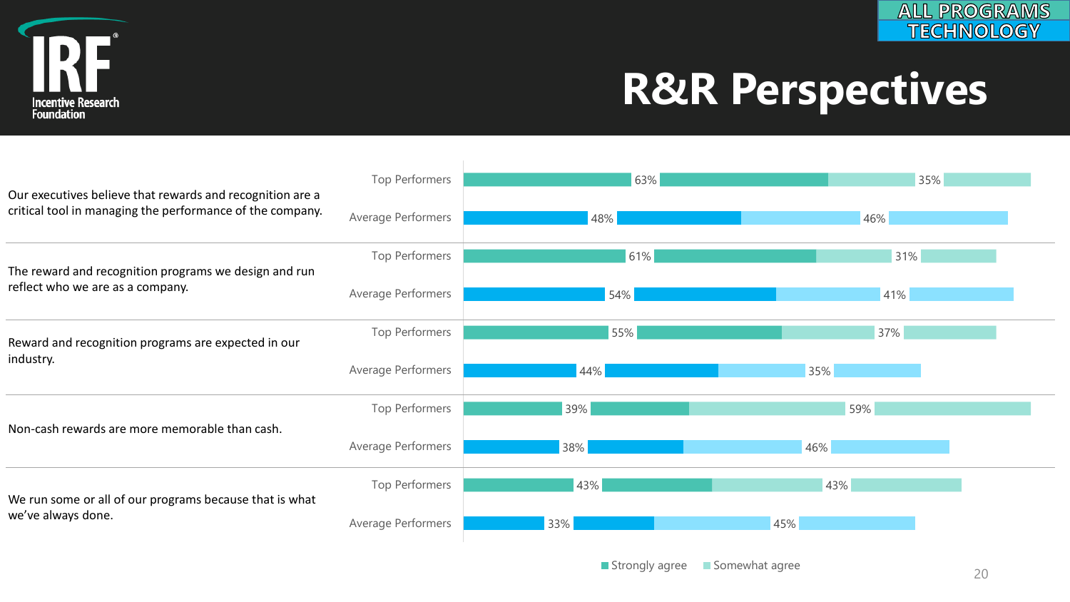ALL PROGRAMS
TECHNOLOGY

# R&R Perspectives

| Statement | Group | Strongly agree | Somewhat agree |
| --- | --- | --- | --- |
| Our executives believe that rewards and recognition are a critical tool in managing the performance of the company. | Top Performers | 63% | 35% |
| | Average Performers | 48% | 46% |
| The reward and recognition programs we design and run reflect who we are as a company. | Top Performers | 61% | 31% |
| | Average Performers | 54% | 41% |
| Reward and recognition programs are expected in our industry. | Top Performers | 55% | 37% |
| | Average Performers | 44% | 35% |
| Non-cash rewards are more memorable than cash. | Top Performers | 39% | 59% |
| | Average Performers | 38% | 46% |
| We run some or all of our programs because that is what we've always done. | Top Performers | 43% | 43% |
| | Average Performers | 33% | 45% |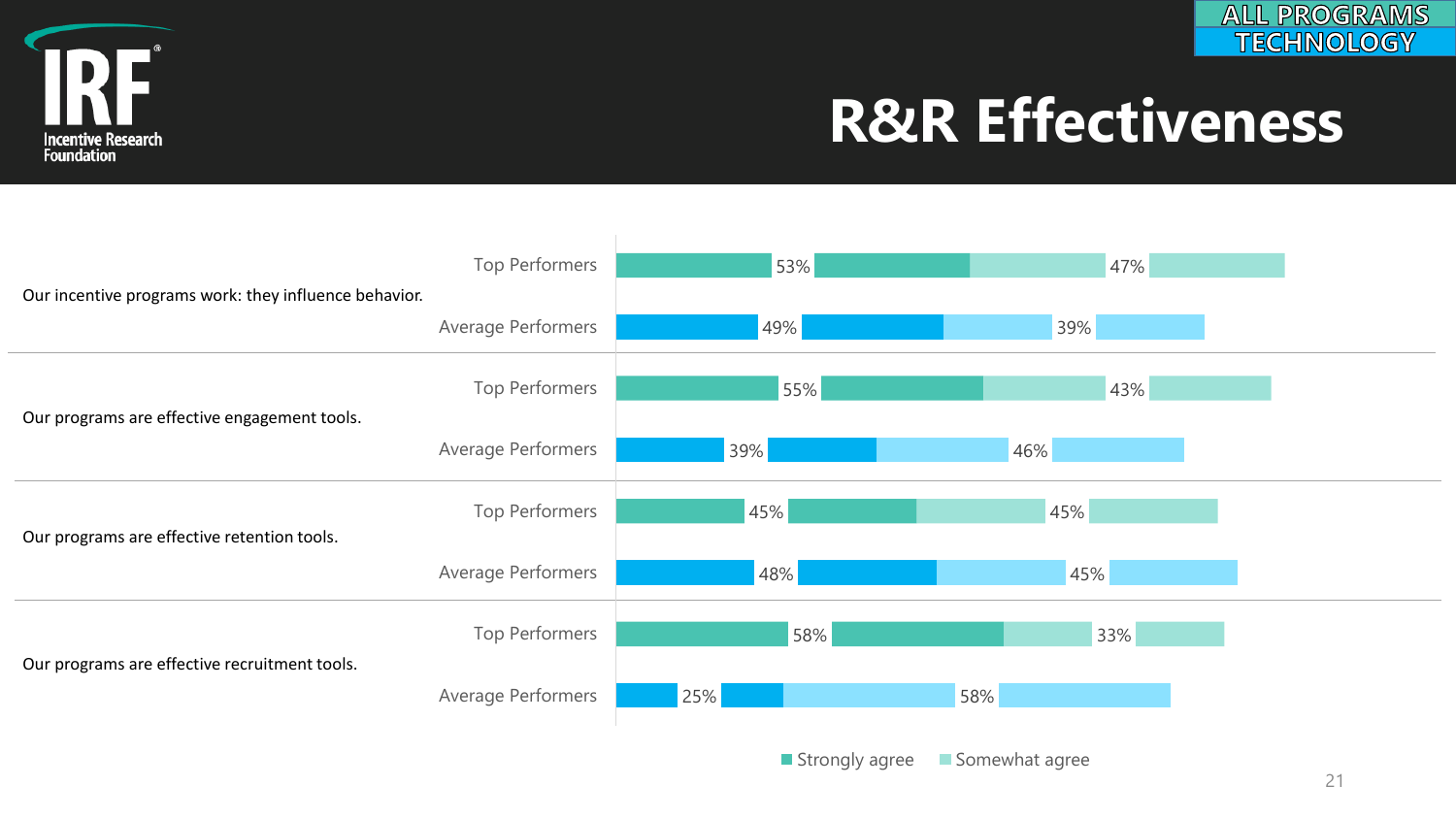ALL PROGRAMS
TECHNOLOGY

# R&R Effectiveness

| Statement | Group | Strongly agree | Somewhat agree |
| --- | --- | --- | --- |
| Our incentive programs work: they influence behavior. | Top Performers | 53% | 47% |
| | Average Performers | 49% | 39% |
| Our programs are effective engagement tools. | Top Performers | 55% | 43% |
| | Average Performers | 39% | 46% |
| Our programs are effective retention tools. | Top Performers | 45% | 45% |
| | Average Performers | 48% | 45% |
| Our programs are effective recruitment tools. | Top Performers | 58% | 33% |
| | Average Performers | 25% | 58% |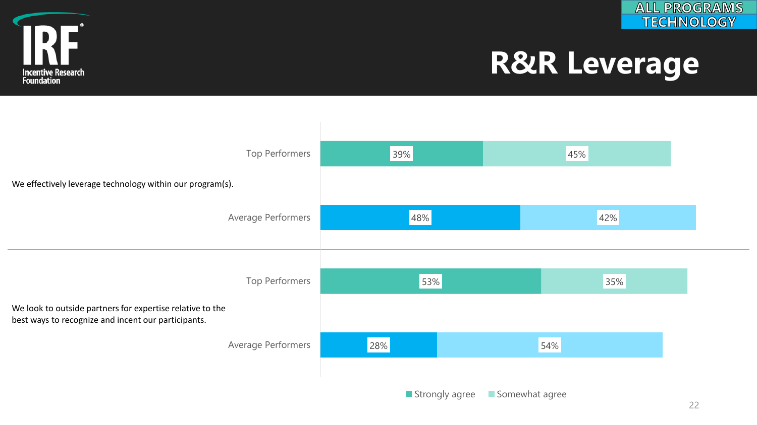ALL PROGRAMS
TECHNOLOGY

# R&R Leverage

| Statement | Group | Strongly agree | Somewhat agree |
|---|---|---|---|
| We effectively leverage technology within our program(s). | Top Performers | 39% | 45% |
| | Average Performers | 48% | 42% |
| We look to outside partners for expertise relative to the best ways to recognize and incent our participants. | Top Performers | 53% | 35% |
| | Average Performers | 28% | 54% |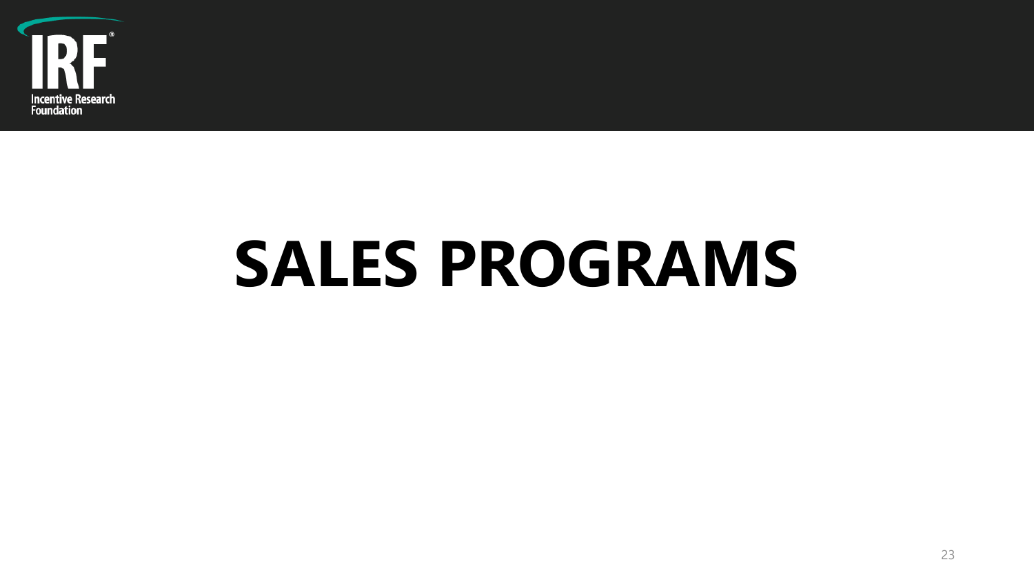# SALES PROGRAMS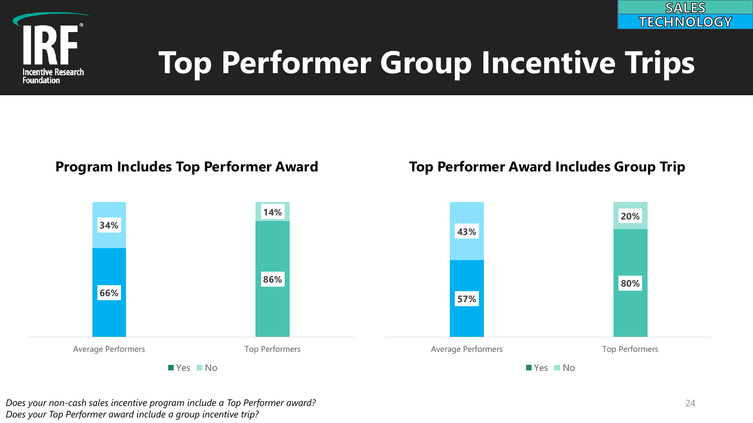# Top Performer Group Incentive Trips

SALES TECHNOLOGY

## Program Includes Top Performer Award

| | Yes | No |
|---|---|---|
| Average Performers | 66% | 34% |
| Top Performers | 86% | 14% |

## Top Performer Award Includes Group Trip

| | Yes | No |
|---|---|---|
| Average Performers | 57% | 43% |
| Top Performers | 80% | 20% |

*Does your non-cash sales incentive program include a Top Performer award?*
*Does your Top Performer award include a group incentive trip?*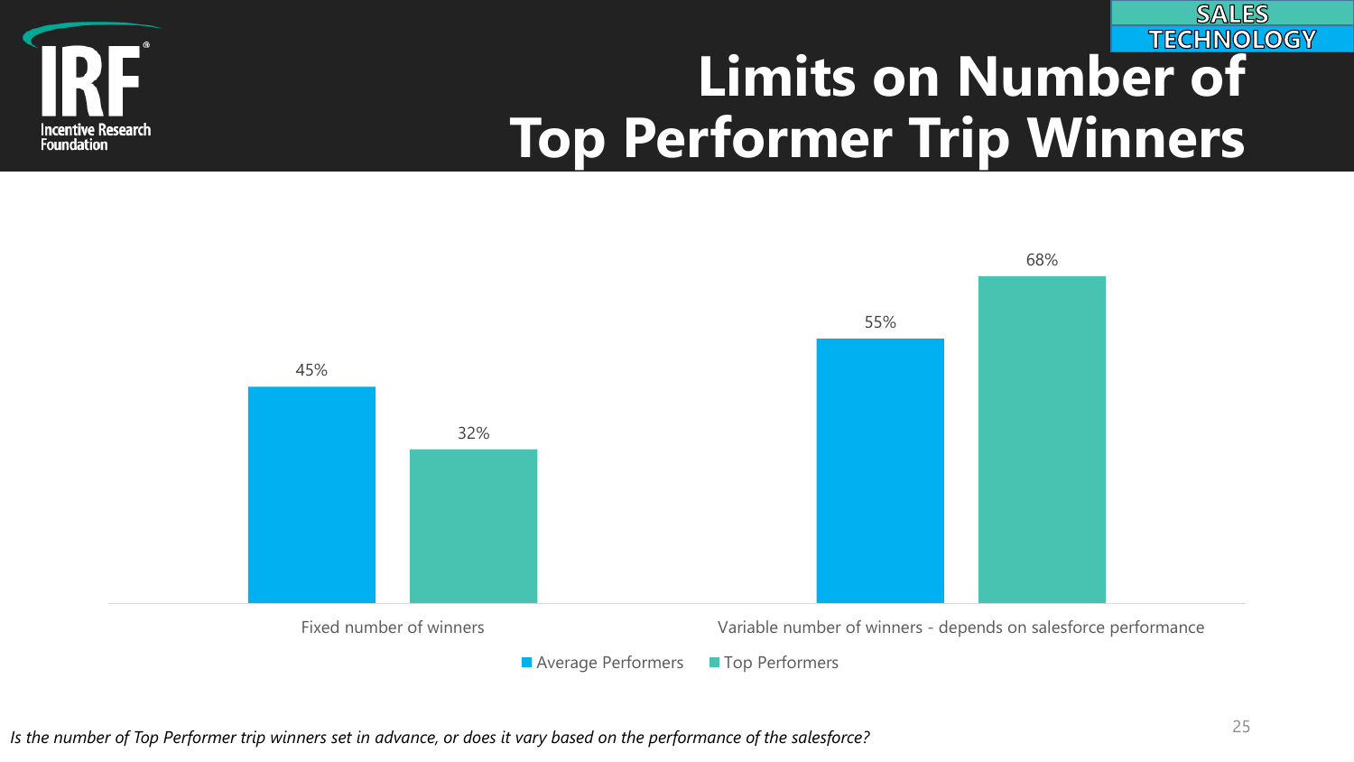SALES TECHNOLOGY

# Limits on Number of Top Performer Trip Winners

| | Average Performers | Top Performers |
|---|---|---|
| Fixed number of winners | 45% | 32% |
| Variable number of winners - depends on salesforce performance | 55% | 68% |

*Is the number of Top Performer trip winners set in advance, or does it vary based on the performance of the salesforce?*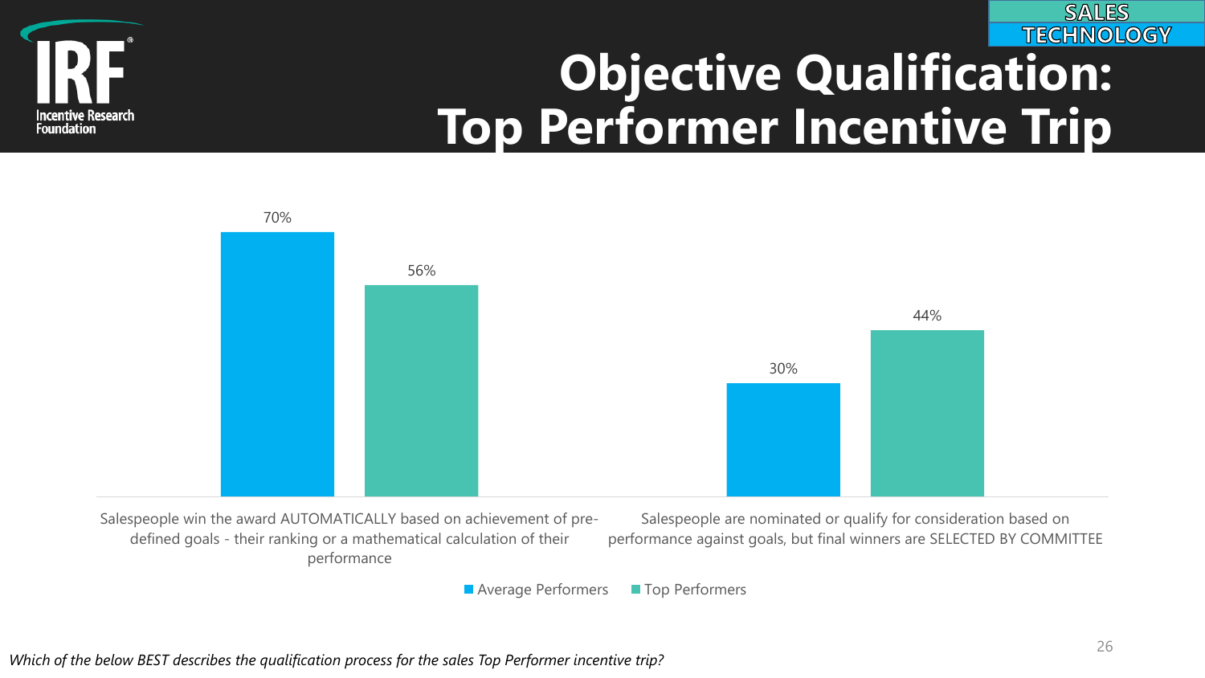SALES TECHNOLOGY

# Objective Qualification: Top Performer Incentive Trip

| | Average Performers | Top Performers |
|---|---|---|
| Salespeople win the award AUTOMATICALLY based on achievement of pre-defined goals - their ranking or a mathematical calculation of their performance | 70% | 56% |
| Salespeople are nominated or qualify for consideration based on performance against goals, but final winners are SELECTED BY COMMITTEE | 30% | 44% |

*Which of the below BEST describes the qualification process for the sales Top Performer incentive trip?*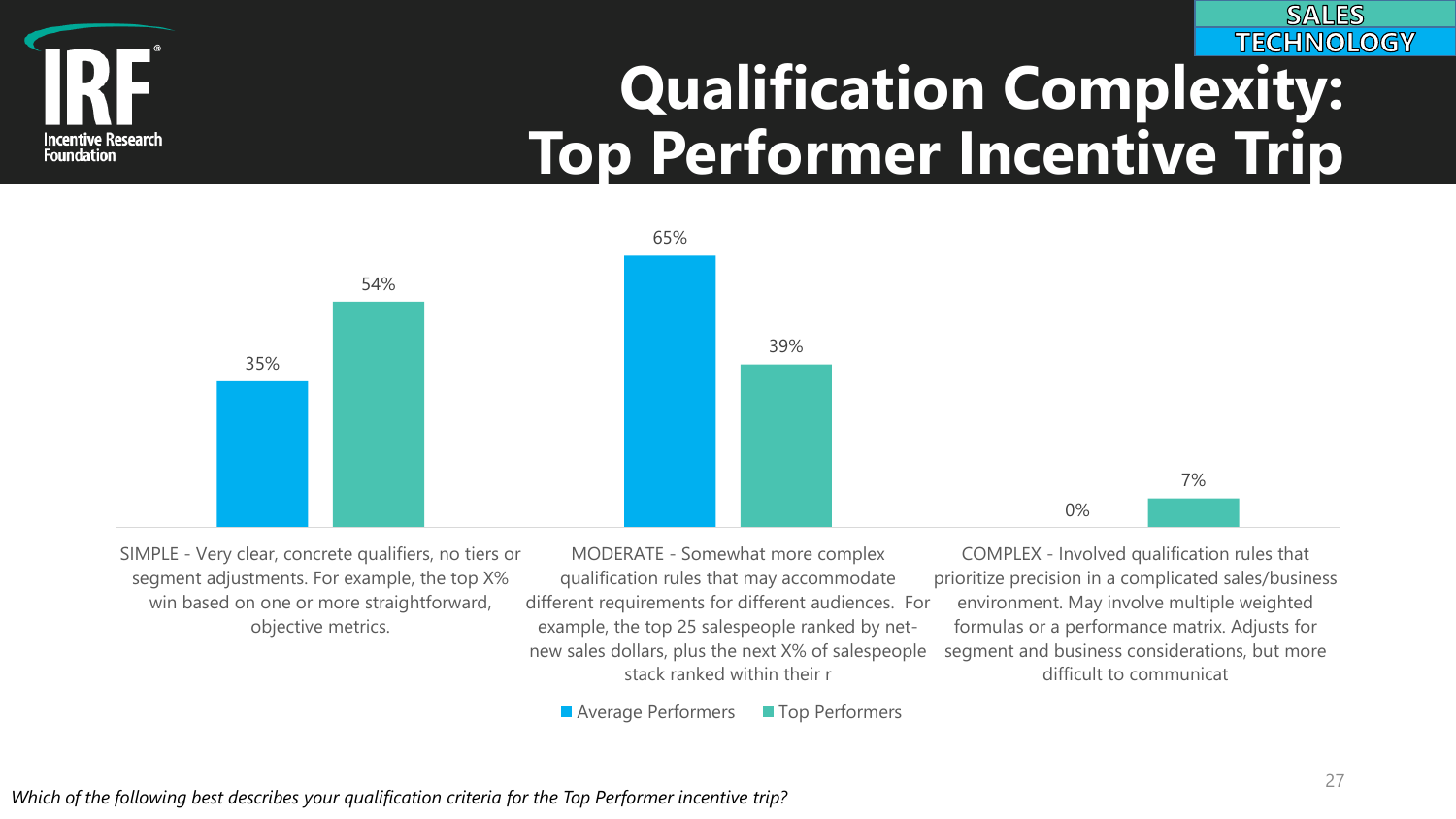SALES TECHNOLOGY

# Qualification Complexity: Top Performer Incentive Trip

| | Average Performers | Top Performers |
|---|---|---|
| SIMPLE - Very clear, concrete qualifiers, no tiers or segment adjustments. For example, the top X% win based on one or more straightforward, objective metrics. | 35% | 54% |
| MODERATE - Somewhat more complex qualification rules that may accommodate different requirements for different audiences. For example, the top 25 salespeople ranked by net-new sales dollars, plus the next X% of salespeople stack ranked within their r | 65% | 39% |
| COMPLEX - Involved qualification rules that prioritize precision in a complicated sales/business environment. May involve multiple weighted formulas or a performance matrix. Adjusts for segment and business considerations, but more difficult to communicat | 0% | 7% |

*Which of the following best describes your qualification criteria for the Top Performer incentive trip?*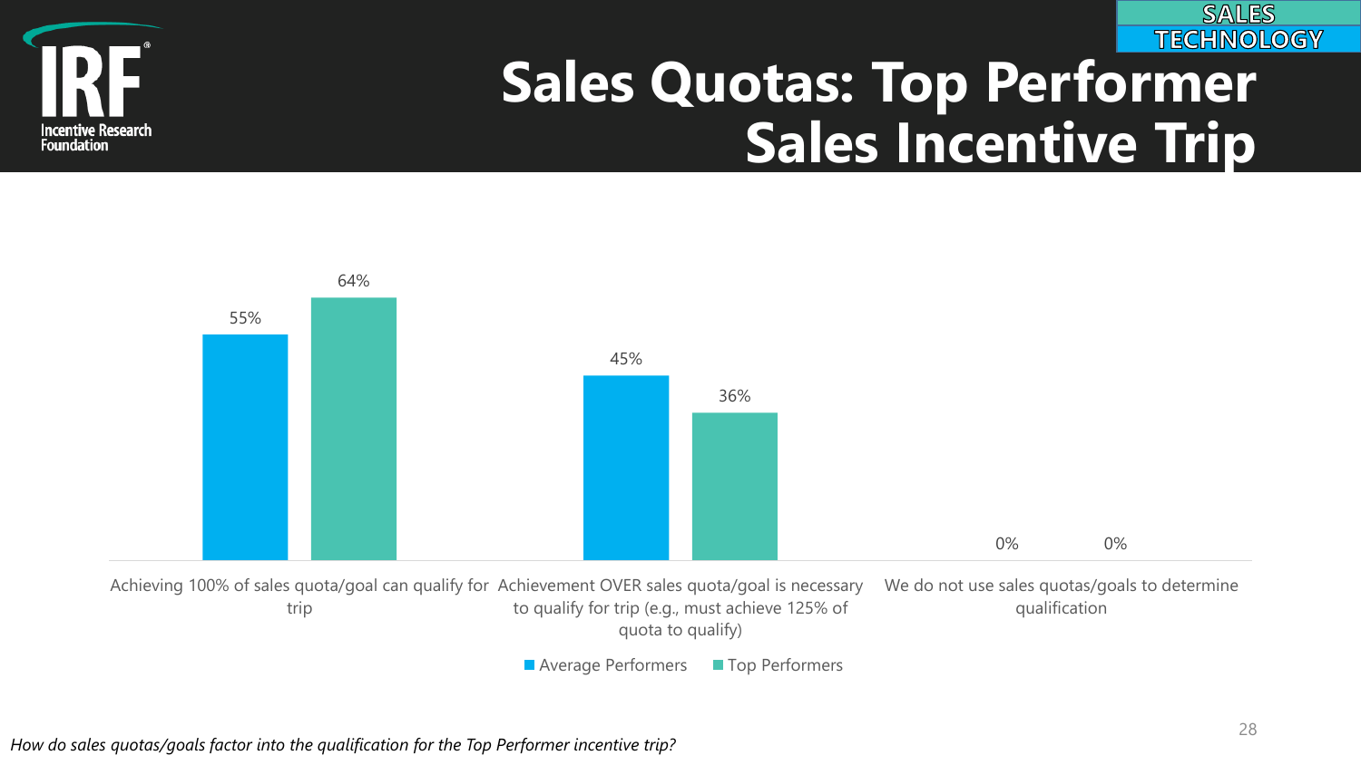SALES TECHNOLOGY

# Sales Quotas: Top Performer Sales Incentive Trip

| | Average Performers | Top Performers |
|---|---|---|
| Achieving 100% of sales quota/goal can qualify for trip | 55% | 64% |
| Achievement OVER sales quota/goal is necessary to qualify for trip (e.g., must achieve 125% of quota to qualify) | 45% | 36% |
| We do not use sales quotas/goals to determine qualification | 0% | 0% |

*How do sales quotas/goals factor into the qualification for the Top Performer incentive trip?*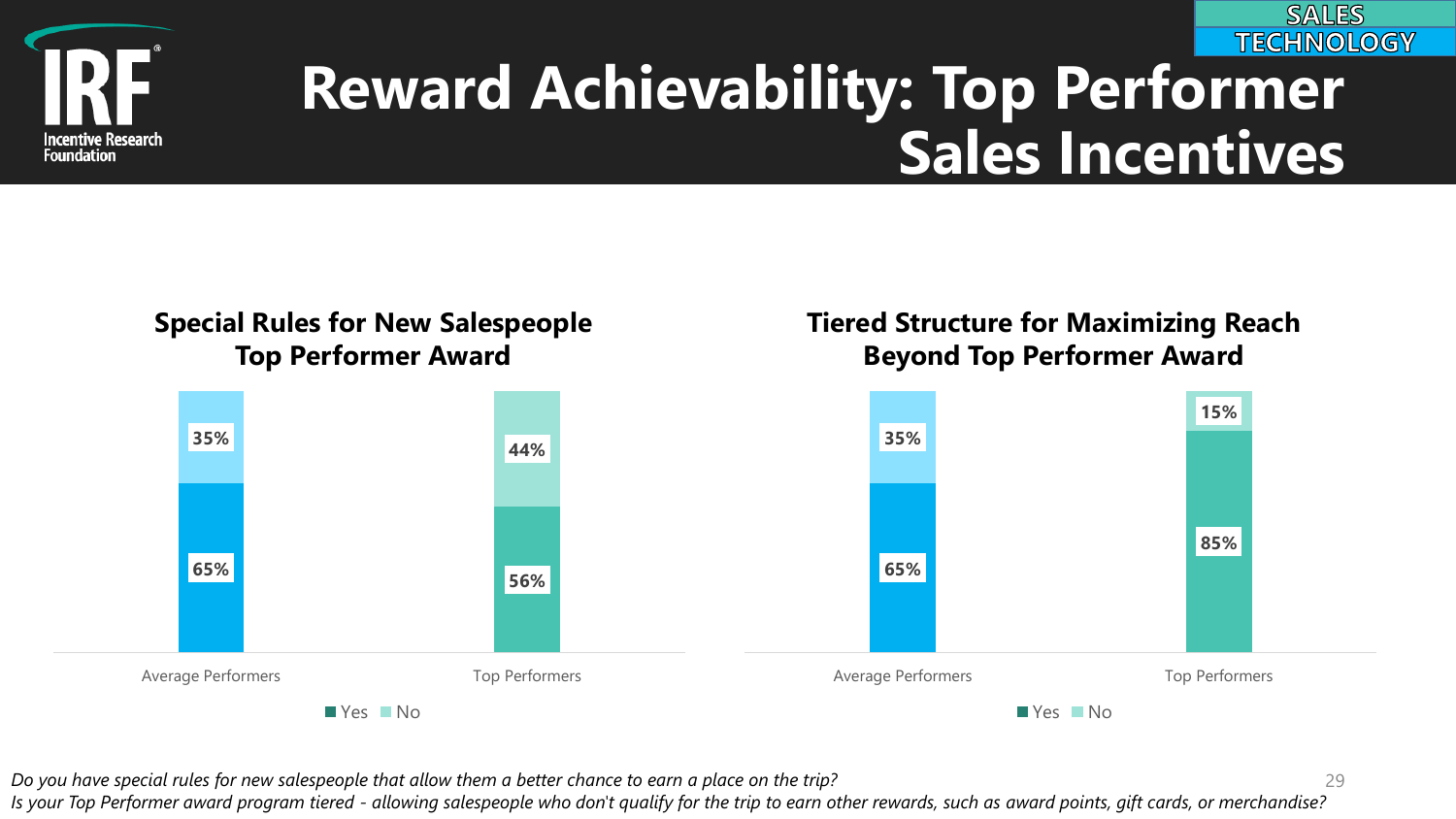SALES TECHNOLOGY

# Reward Achievability: Top Performer Sales Incentives

### Special Rules for New Salespeople Top Performer Award

| | Average Performers | Top Performers |
|---|---|---|
| Yes | 65% | 56% |
| No | 35% | 44% |

### Tiered Structure for Maximizing Reach Beyond Top Performer Award

| | Average Performers | Top Performers |
|---|---|---|
| Yes | 65% | 85% |
| No | 35% | 15% |

*Do you have special rules for new salespeople that allow them a better chance to earn a place on the trip?*
*Is your Top Performer award program tiered - allowing salespeople who don't qualify for the trip to earn other rewards, such as award points, gift cards, or merchandise?*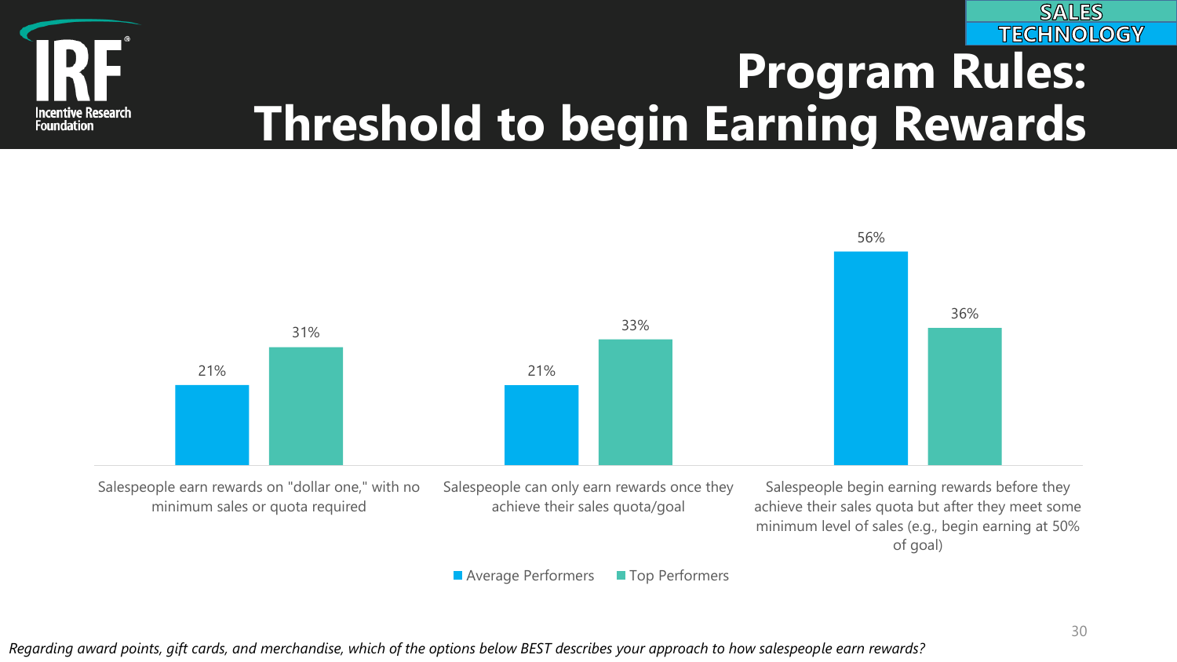SALES TECHNOLOGY

# Program Rules: Threshold to begin Earning Rewards

| | Average Performers | Top Performers |
|---|---|---|
| Salespeople earn rewards on "dollar one," with no minimum sales or quota required | 21% | 31% |
| Salespeople can only earn rewards once they achieve their sales quota/goal | 21% | 33% |
| Salespeople begin earning rewards before they achieve their sales quota but after they meet some minimum level of sales (e.g., begin earning at 50% of goal) | 56% | 36% |

*Regarding award points, gift cards, and merchandise, which of the options below BEST describes your approach to how salespeople earn rewards?*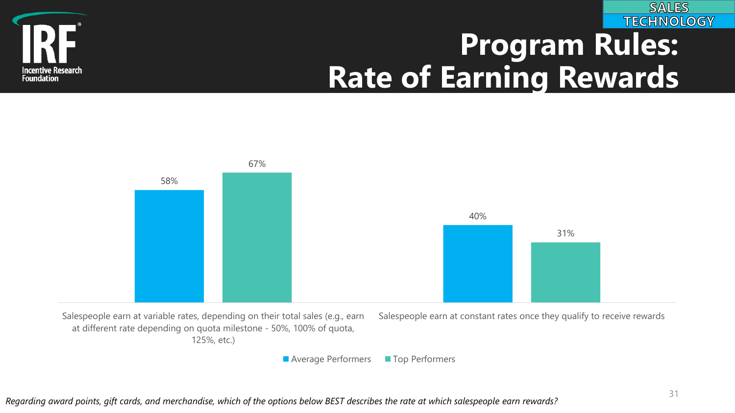SALES TECHNOLOGY

# Program Rules: Rate of Earning Rewards

| | Average Performers | Top Performers |
| --- | --- | --- |
| Salespeople earn at variable rates, depending on their total sales (e.g., earn at different rate depending on quota milestone - 50%, 100% of quota, 125%, etc.) | 58% | 67% |
| Salespeople earn at constant rates once they qualify to receive rewards | 40% | 31% |

*Regarding award points, gift cards, and merchandise, which of the options below BEST describes the rate at which salespeople earn rewards?*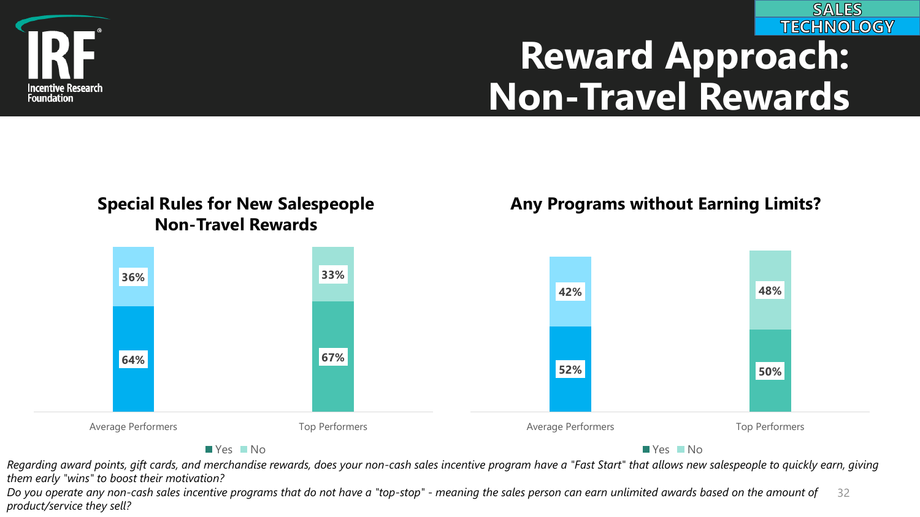SALES TECHNOLOGY

# Reward Approach: Non-Travel Rewards

### Special Rules for New Salespeople Non-Travel Rewards

| | Yes | No |
|---|---|---|
| Average Performers | 64% | 36% |
| Top Performers | 67% | 33% |

### Any Programs without Earning Limits?

| | Yes | No |
|---|---|---|
| Average Performers | 52% | 42% |
| Top Performers | 50% | 48% |

*Regarding award points, gift cards, and merchandise rewards, does your non-cash sales incentive program have a "Fast Start" that allows new salespeople to quickly earn, giving them early "wins" to boost their motivation?*

*Do you operate any non-cash sales incentive programs that do not have a "top-stop" - meaning the sales person can earn unlimited awards based on the amount of product/service they sell?*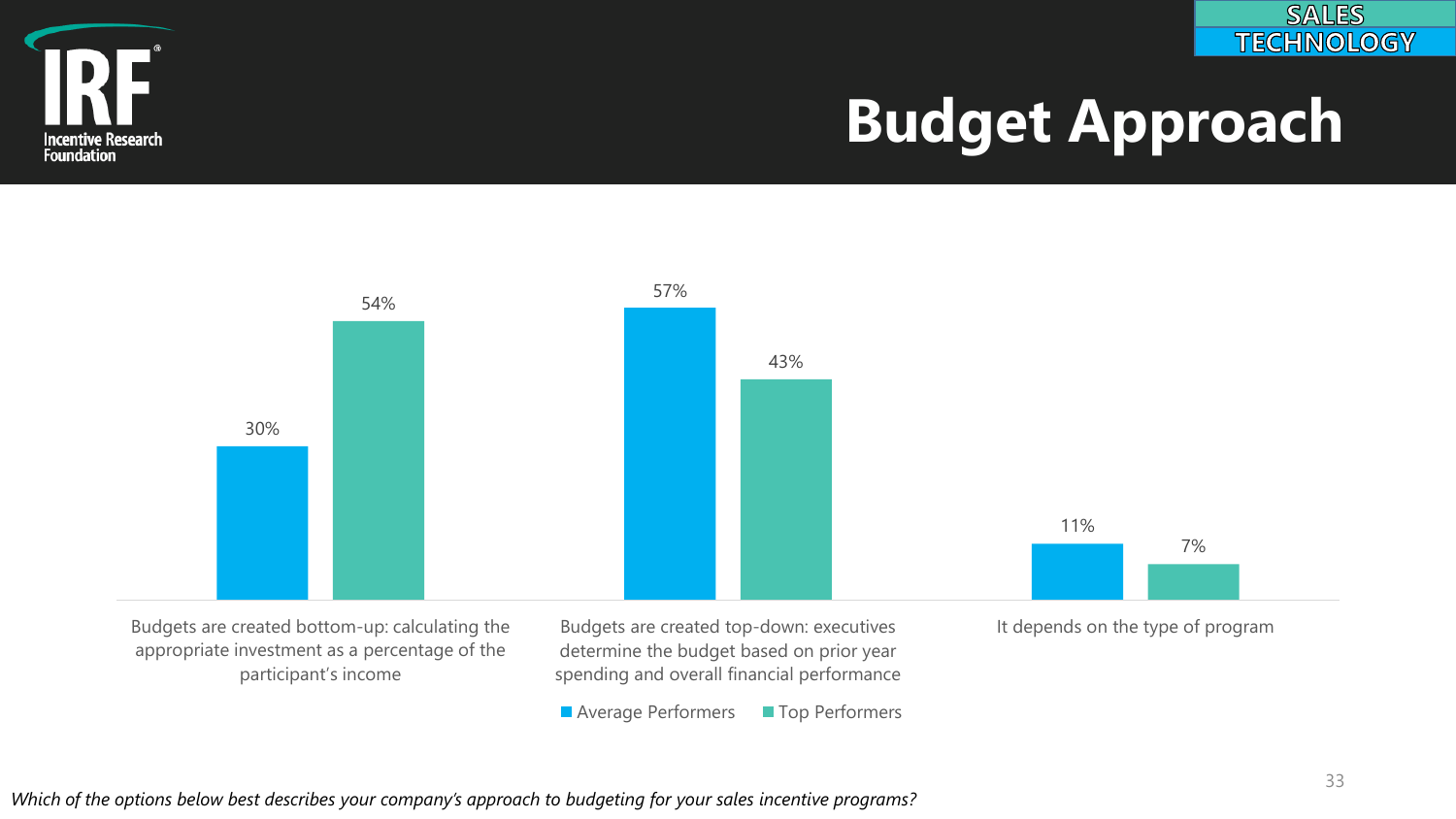SALES TECHNOLOGY

# Budget Approach

| | Average Performers | Top Performers |
|---|---|---|
| Budgets are created bottom-up: calculating the appropriate investment as a percentage of the participant's income | 30% | 54% |
| Budgets are created top-down: executives determine the budget based on prior year spending and overall financial performance | 57% | 43% |
| It depends on the type of program | 11% | 7% |

*Which of the options below best describes your company's approach to budgeting for your sales incentive programs?*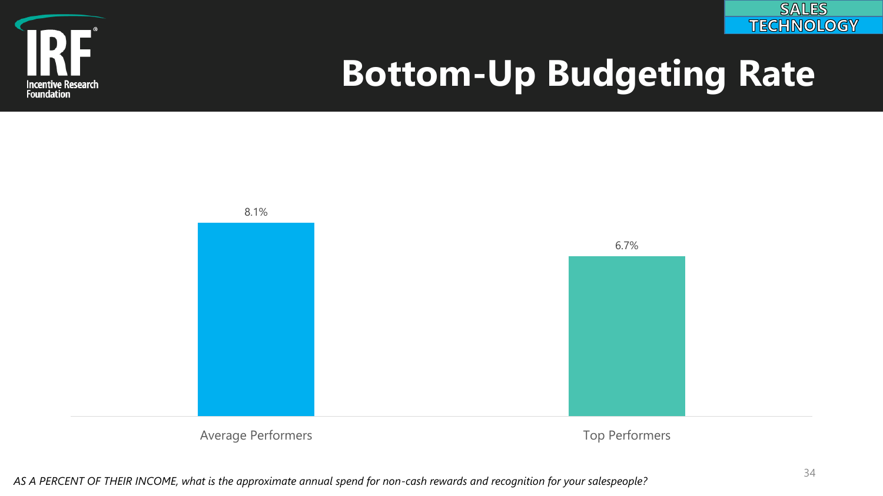SALES TECHNOLOGY

# Bottom-Up Budgeting Rate

| | Average Performers | Top Performers |
|---|---|---|
| Bottom-Up Budgeting Rate | 8.1% | 6.7% |

*AS A PERCENT OF THEIR INCOME, what is the approximate annual spend for non-cash rewards and recognition for your salespeople?*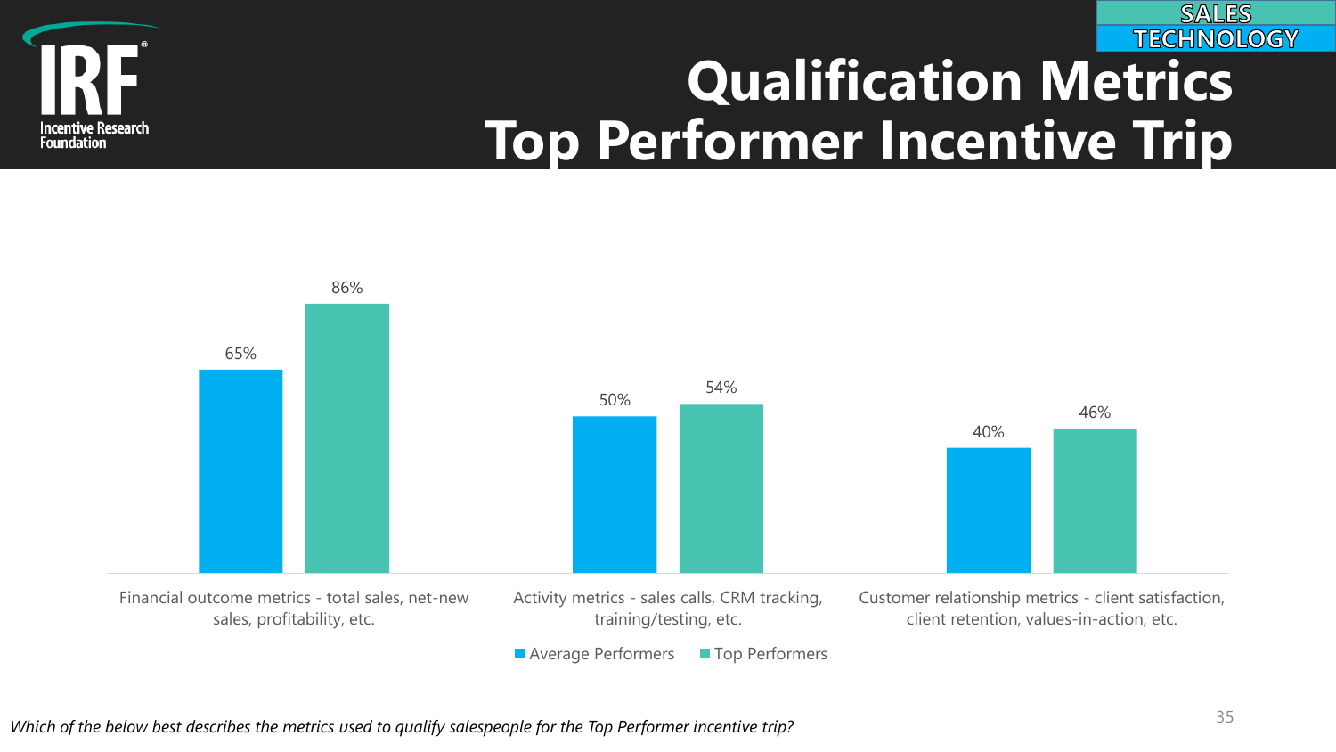# Qualification Metrics
# Top Performer Incentive Trip

SALES TECHNOLOGY

| Metric | Average Performers | Top Performers |
| --- | --- | --- |
| Financial outcome metrics - total sales, net-new sales, profitability, etc. | 65% | 86% |
| Activity metrics - sales calls, CRM tracking, training/testing, etc. | 50% | 54% |
| Customer relationship metrics - client satisfaction, client retention, values-in-action, etc. | 40% | 46% |

*Which of the below best describes the metrics used to qualify salespeople for the Top Performer incentive trip?*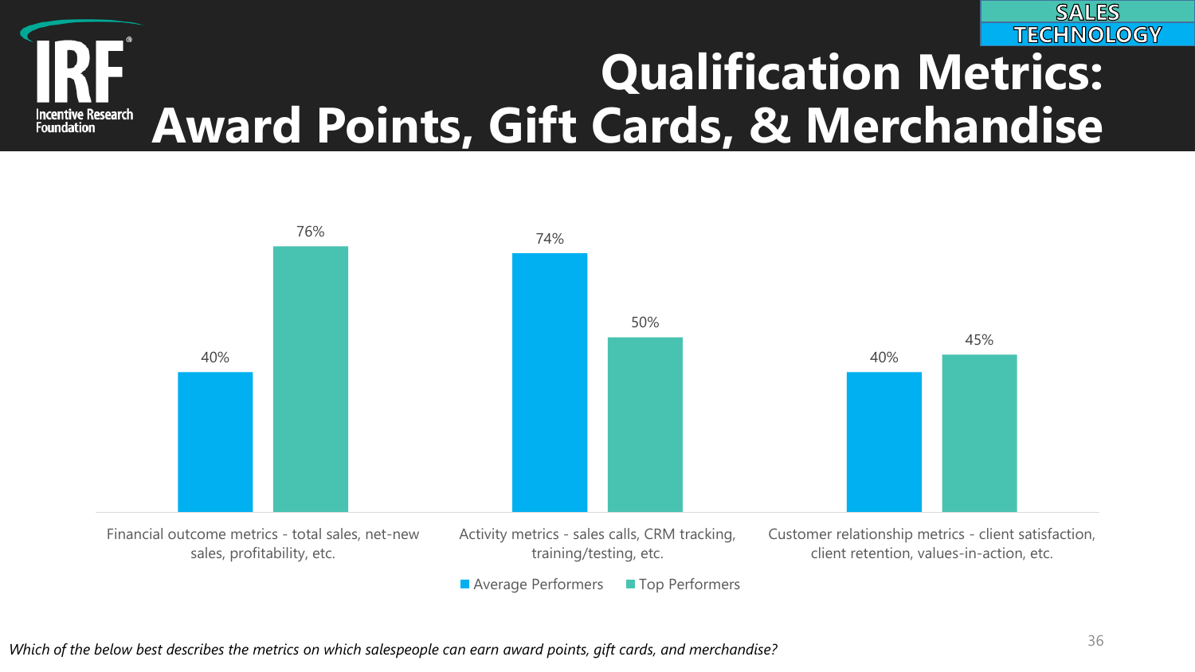SALES TECHNOLOGY

# Qualification Metrics: Award Points, Gift Cards, & Merchandise

| | Average Performers | Top Performers |
|---|---|---|
| Financial outcome metrics - total sales, net-new sales, profitability, etc. | 40% | 76% |
| Activity metrics - sales calls, CRM tracking, training/testing, etc. | 74% | 50% |
| Customer relationship metrics - client satisfaction, client retention, values-in-action, etc. | 40% | 45% |

*Which of the below best describes the metrics on which salespeople can earn award points, gift cards, and merchandise?*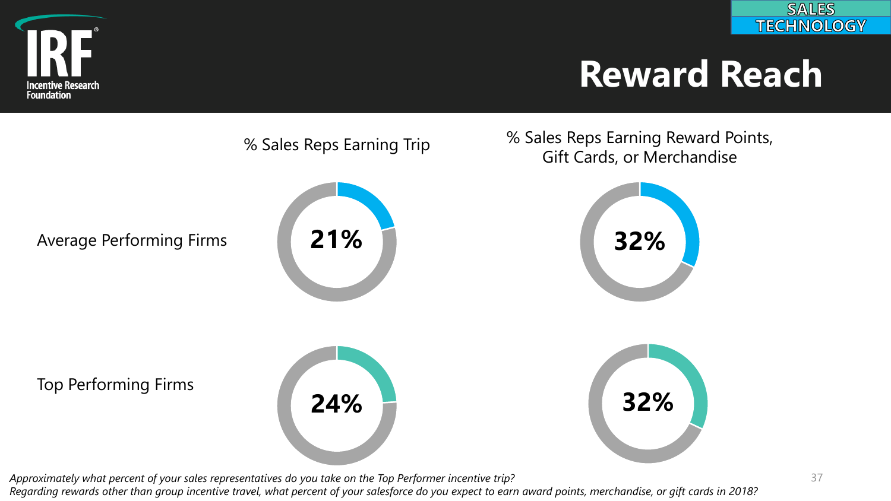SALES TECHNOLOGY

# Reward Reach

| | % Sales Reps Earning Trip | % Sales Reps Earning Reward Points, Gift Cards, or Merchandise |
|---|---|---|
| Average Performing Firms | 21% | 32% |
| Top Performing Firms | 24% | 32% |

*Approximately what percent of your sales representatives do you take on the Top Performer incentive trip?*
*Regarding rewards other than group incentive travel, what percent of your salesforce do you expect to earn award points, merchandise, or gift cards in 2018?*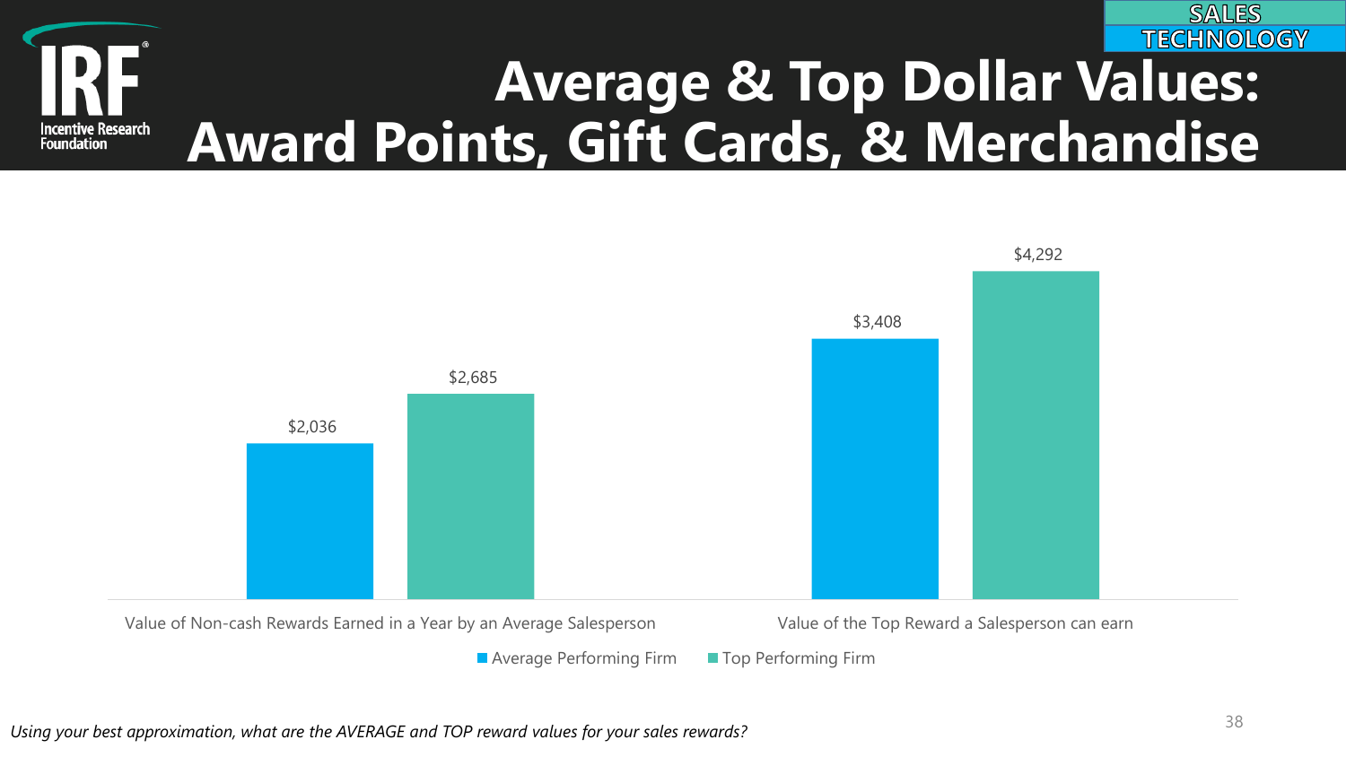SALES TECHNOLOGY

# Average & Top Dollar Values: Award Points, Gift Cards, & Merchandise

| | Average Performing Firm | Top Performing Firm |
|---|---|---|
| Value of Non-cash Rewards Earned in a Year by an Average Salesperson | $2,036 | $2,685 |
| Value of the Top Reward a Salesperson can earn | $3,408 | $4,292 |

*Using your best approximation, what are the AVERAGE and TOP reward values for your sales rewards?*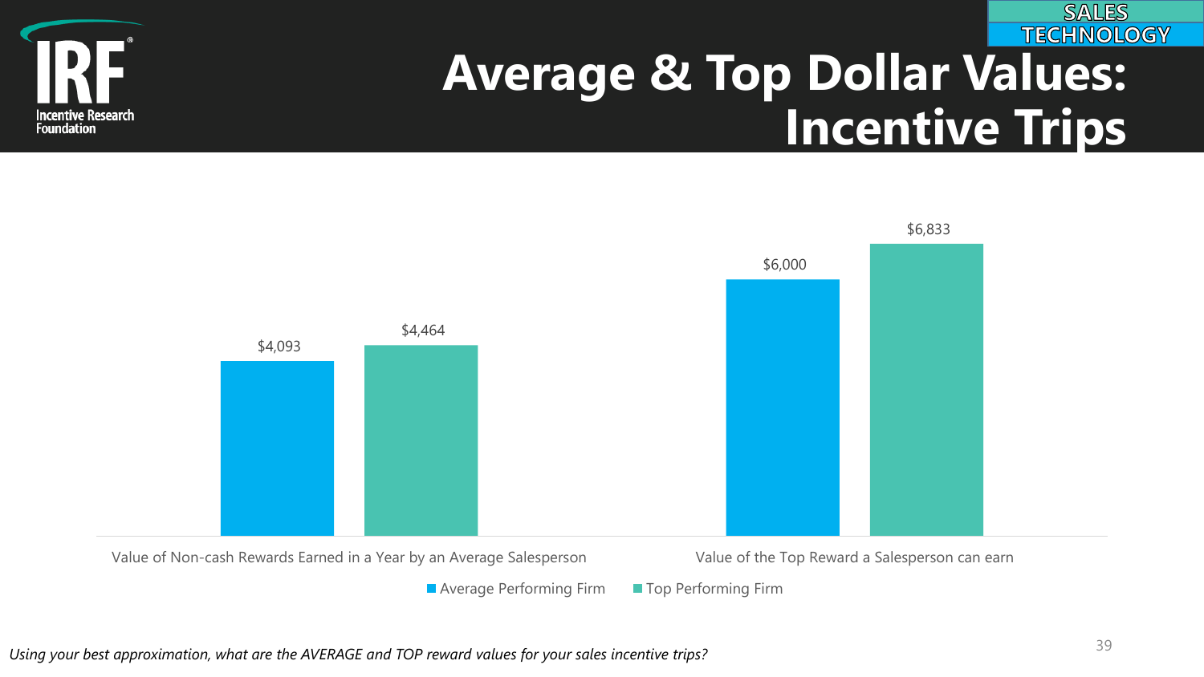SALES TECHNOLOGY

# Average & Top Dollar Values: Incentive Trips

| | Average Performing Firm | Top Performing Firm |
|---|---|---|
| Value of Non-cash Rewards Earned in a Year by an Average Salesperson | $4,093 | $4,464 |
| Value of the Top Reward a Salesperson can earn | $6,000 | $6,833 |

*Using your best approximation, what are the AVERAGE and TOP reward values for your sales incentive trips?*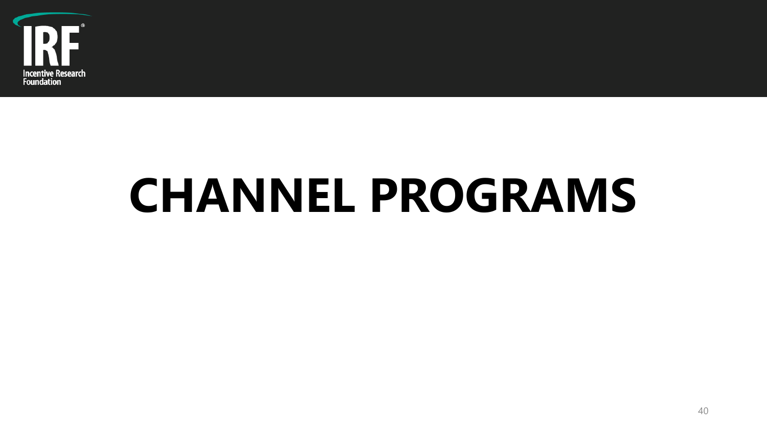# CHANNEL PROGRAMS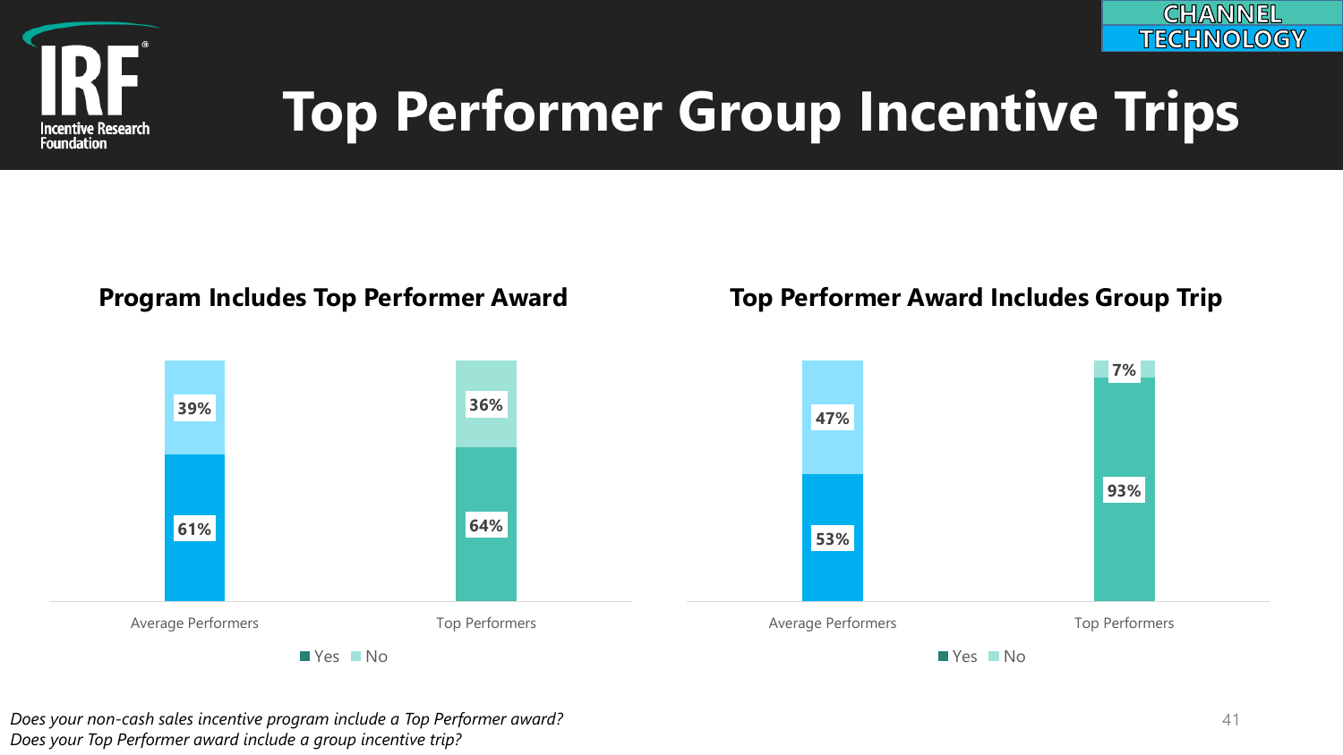# Top Performer Group Incentive Trips

CHANNEL TECHNOLOGY

### Program Includes Top Performer Award

| | Yes | No |
|---|---|---|
| Average Performers | 61% | 39% |
| Top Performers | 64% | 36% |

### Top Performer Award Includes Group Trip

| | Yes | No |
|---|---|---|
| Average Performers | 53% | 47% |
| Top Performers | 93% | 7% |

*Does your non-cash sales incentive program include a Top Performer award?*
*Does your Top Performer award include a group incentive trip?*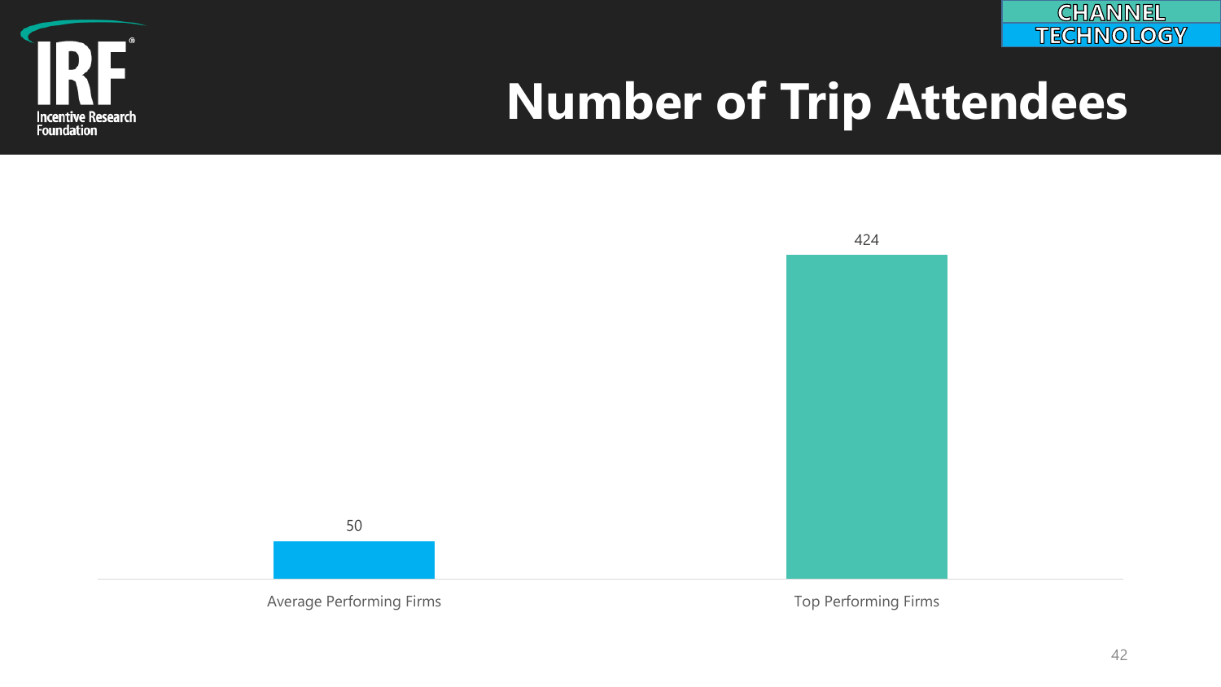# Number of Trip Attendees

CHANNEL TECHNOLOGY

| | Average Performing Firms | Top Performing Firms |
|---|---|---|
| Number of Trip Attendees | 50 | 424 |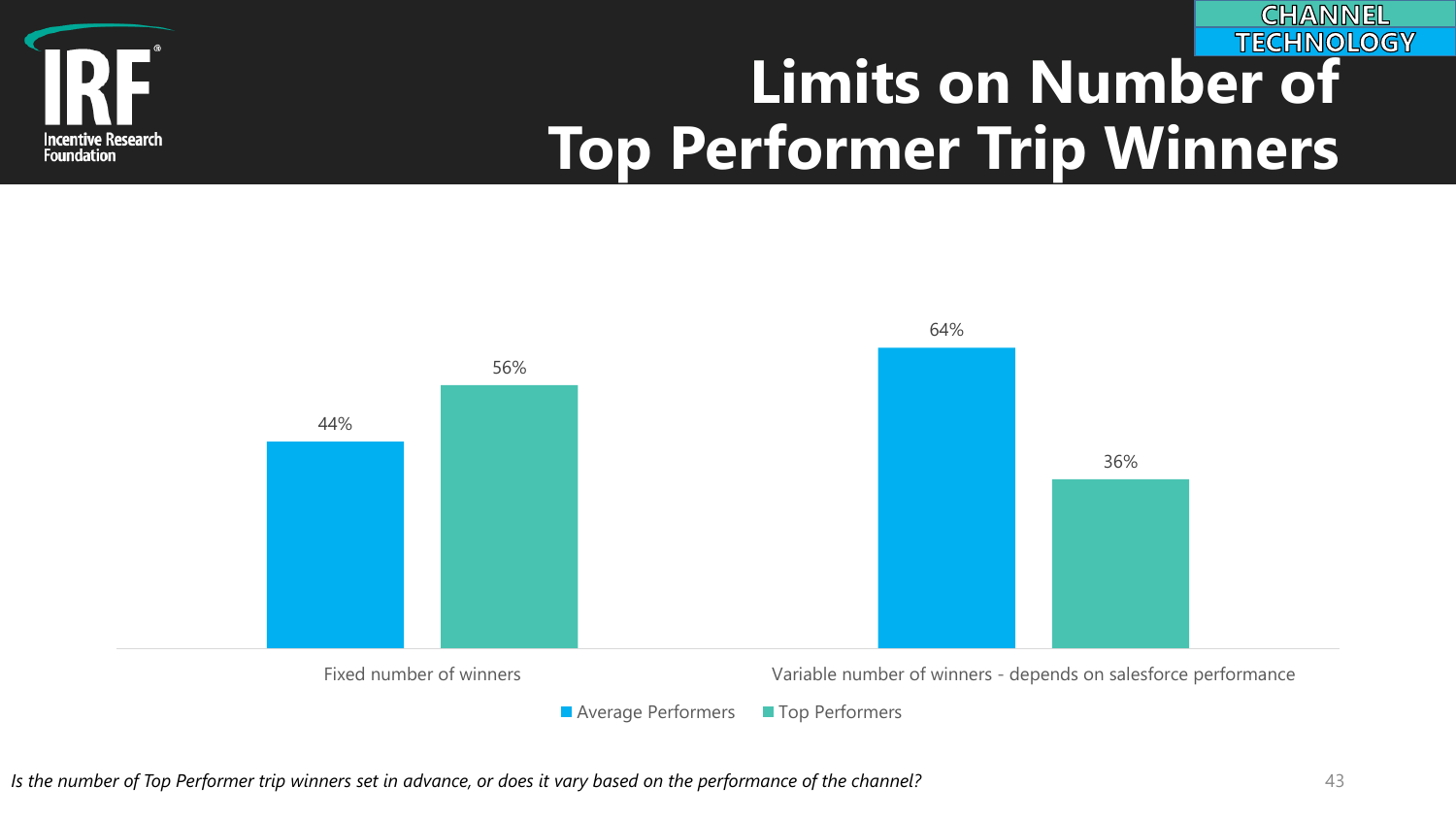CHANNEL TECHNOLOGY

# Limits on Number of Top Performer Trip Winners

| | Average Performers | Top Performers |
|---|---|---|
| Fixed number of winners | 44% | 56% |
| Variable number of winners - depends on salesforce performance | 64% | 36% |

*Is the number of Top Performer trip winners set in advance, or does it vary based on the performance of the channel?*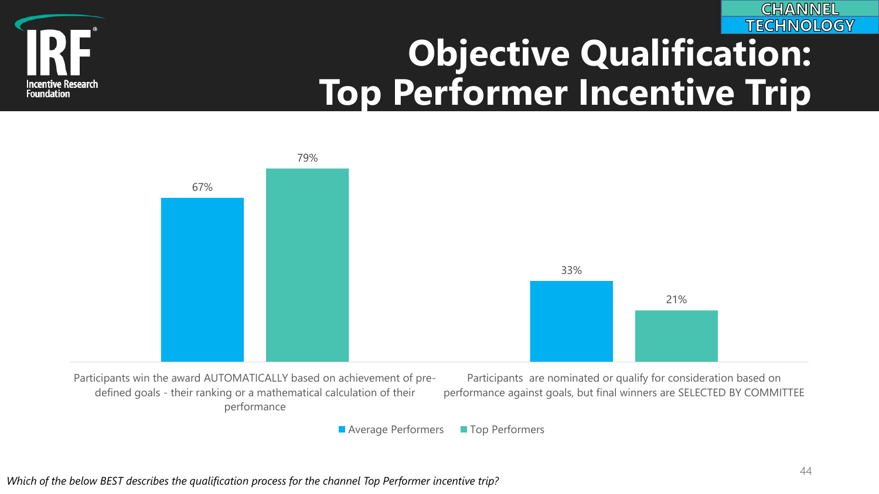CHANNEL TECHNOLOGY

# Objective Qualification: Top Performer Incentive Trip

| | Average Performers | Top Performers |
|---|---|---|
| Participants win the award AUTOMATICALLY based on achievement of pre-defined goals - their ranking or a mathematical calculation of their performance | 67% | 79% |
| Participants are nominated or qualify for consideration based on performance against goals, but final winners are SELECTED BY COMMITTEE | 33% | 21% |

*Which of the below BEST describes the qualification process for the channel Top Performer incentive trip?*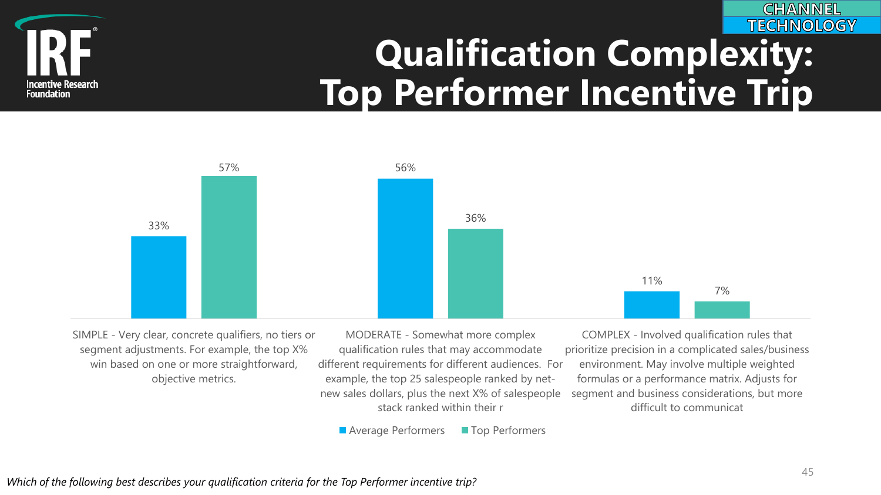CHANNEL TECHNOLOGY

# Qualification Complexity: Top Performer Incentive Trip

| | Average Performers | Top Performers |
|---|---|---|
| SIMPLE - Very clear, concrete qualifiers, no tiers or segment adjustments. For example, the top X% win based on one or more straightforward, objective metrics. | 33% | 57% |
| MODERATE - Somewhat more complex qualification rules that may accommodate different requirements for different audiences. For example, the top 25 salespeople ranked by net-new sales dollars, plus the next X% of salespeople stack ranked within their r | 56% | 36% |
| COMPLEX - Involved qualification rules that prioritize precision in a complicated sales/business environment. May involve multiple weighted formulas or a performance matrix. Adjusts for segment and business considerations, but more difficult to communicat | 11% | 7% |

*Which of the following best describes your qualification criteria for the Top Performer incentive trip?*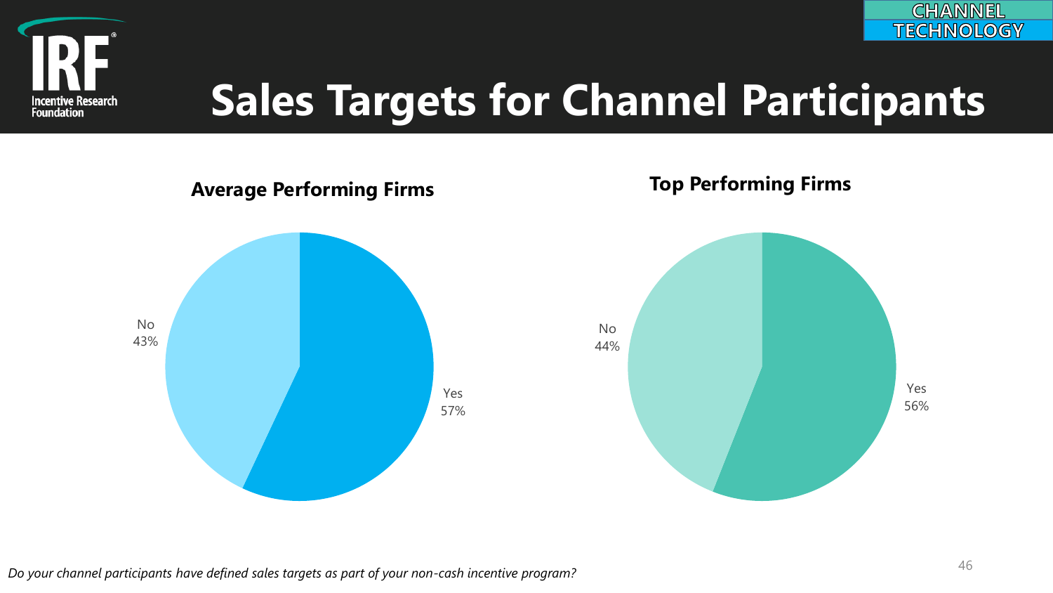# Sales Targets for Channel Participants

CHANNEL TECHNOLOGY

### Average Performing Firms

No 43%

Yes 57%

### Top Performing Firms

No 44%

Yes 56%

*Do your channel participants have defined sales targets as part of your non-cash incentive program?*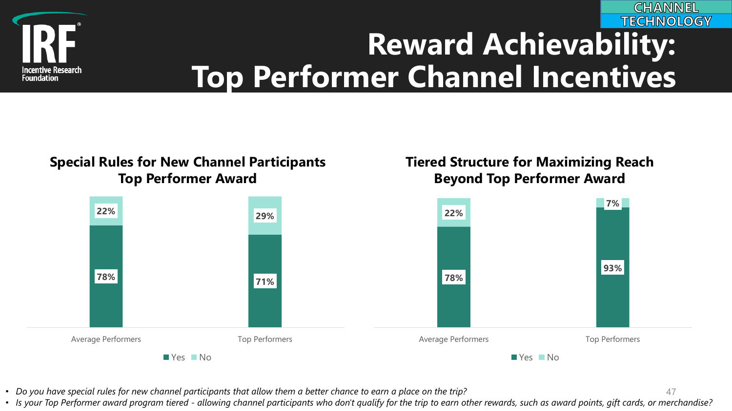CHANNEL TECHNOLOGY

# Reward Achievability: Top Performer Channel Incentives

## Special Rules for New Channel Participants Top Performer Award

| | Yes | No |
|---|---|---|
| Average Performers | 78% | 22% |
| Top Performers | 71% | 29% |

## Tiered Structure for Maximizing Reach Beyond Top Performer Award

| | Yes | No |
|---|---|---|
| Average Performers | 78% | 22% |
| Top Performers | 93% | 7% |

- *Do you have special rules for new channel participants that allow them a better chance to earn a place on the trip?*
- *Is your Top Performer award program tiered - allowing channel participants who don't qualify for the trip to earn other rewards, such as award points, gift cards, or merchandise?*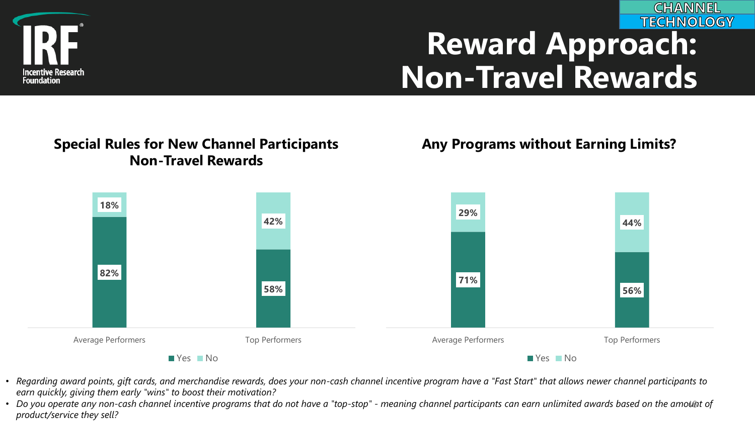CHANNEL TECHNOLOGY

# Reward Approach: Non-Travel Rewards

## Special Rules for New Channel Participants Non-Travel Rewards

| | Yes | No |
|---|---|---|
| Average Performers | 82% | 18% |
| Top Performers | 58% | 42% |

## Any Programs without Earning Limits?

| | Yes | No |
|---|---|---|
| Average Performers | 71% | 29% |
| Top Performers | 56% | 44% |

- *Regarding award points, gift cards, and merchandise rewards, does your non-cash channel incentive program have a "Fast Start" that allows newer channel participants to earn quickly, giving them early "wins" to boost their motivation?*
- *Do you operate any non-cash channel incentive programs that do not have a "top-stop" - meaning channel participants can earn unlimited awards based on the amount of product/service they sell?*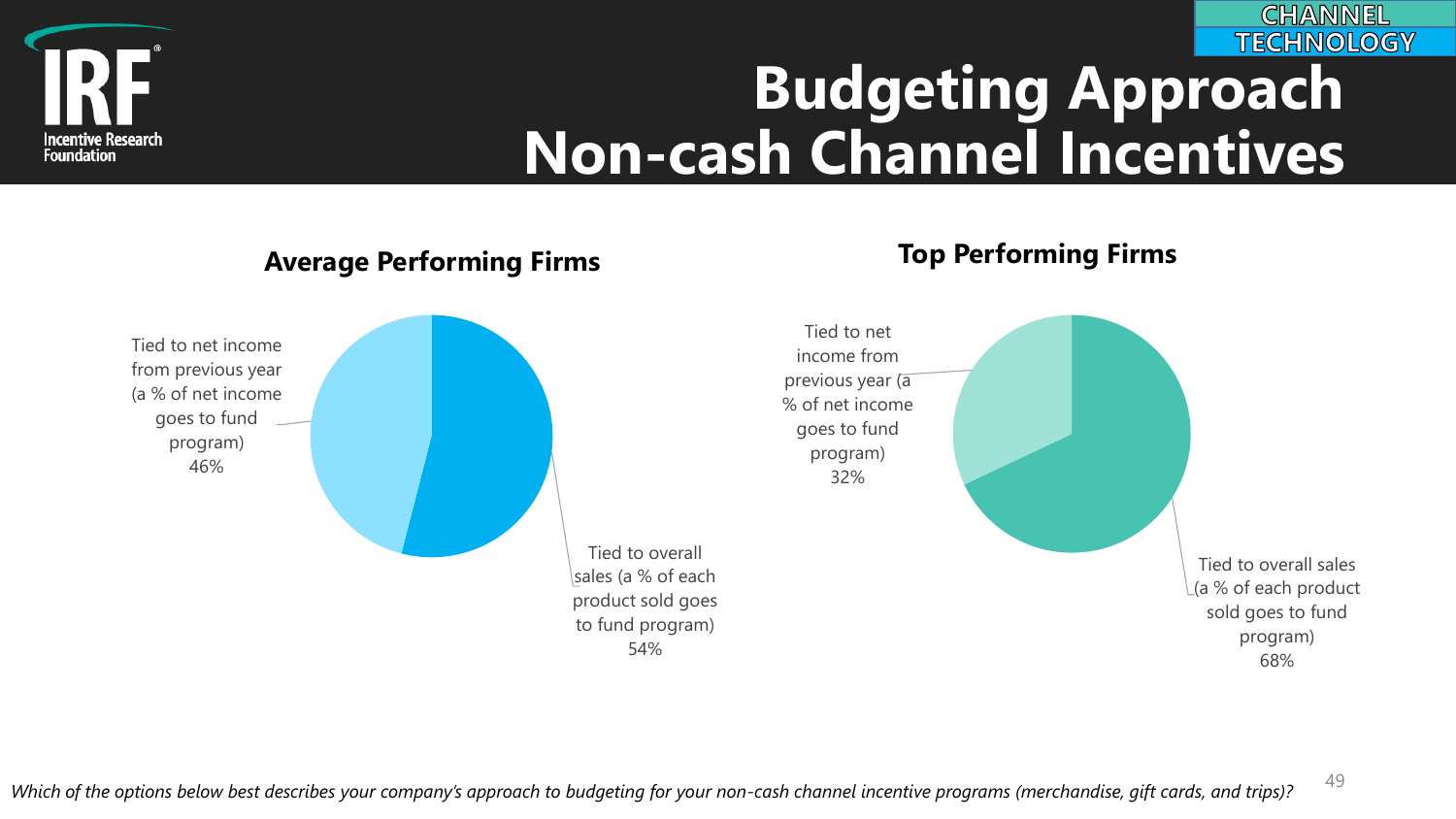# Budgeting Approach Non-cash Channel Incentives

CHANNEL TECHNOLOGY

### Average Performing Firms

- Tied to net income from previous year (a % of net income goes to fund program): 46%
- Tied to overall sales (a % of each product sold goes to fund program): 54%

### Top Performing Firms

- Tied to net income from previous year (a % of net income goes to fund program): 32%
- Tied to overall sales (a % of each product sold goes to fund program): 68%

*Which of the options below best describes your company's approach to budgeting for your non-cash channel incentive programs (merchandise, gift cards, and trips)?*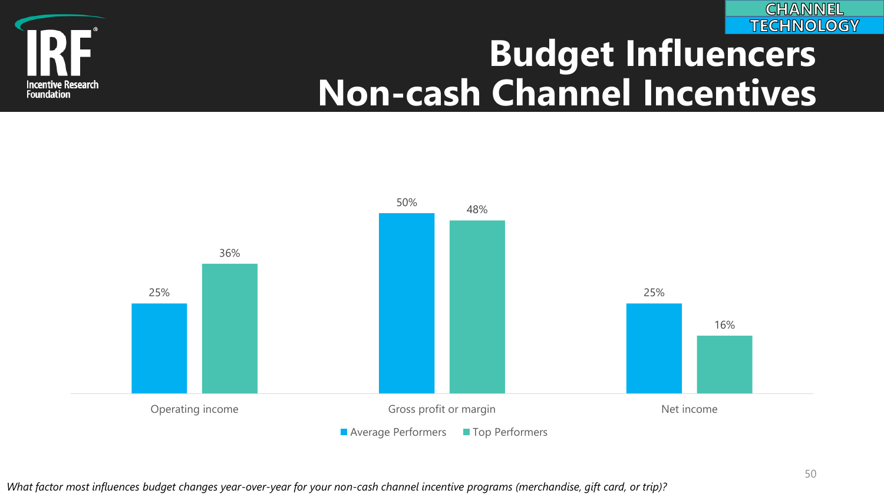CHANNEL TECHNOLOGY

# Budget Influencers
# Non-cash Channel Incentives

| | Average Performers | Top Performers |
|---|---|---|
| Operating income | 25% | 36% |
| Gross profit or margin | 50% | 48% |
| Net income | 25% | 16% |

*What factor most influences budget changes year-over-year for your non-cash channel incentive programs (merchandise, gift card, or trip)?*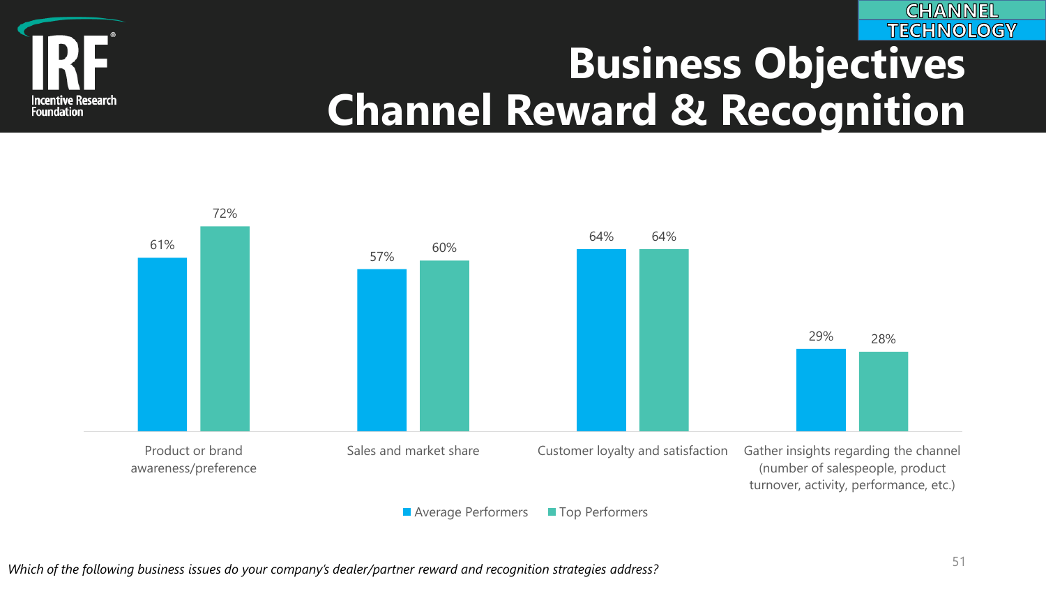CHANNEL TECHNOLOGY

# Business Objectives Channel Reward & Recognition

| | Average Performers | Top Performers |
|---|---|---|
| Product or brand awareness/preference | 61% | 72% |
| Sales and market share | 57% | 60% |
| Customer loyalty and satisfaction | 64% | 64% |
| Gather insights regarding the channel (number of salespeople, product turnover, activity, performance, etc.) | 29% | 28% |

*Which of the following business issues do your company's dealer/partner reward and recognition strategies address?*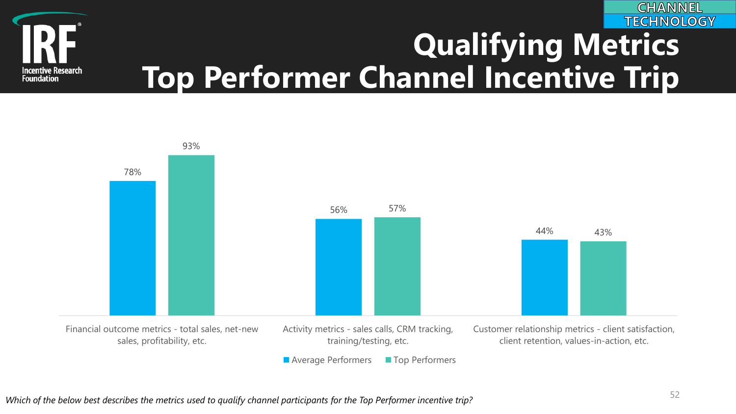CHANNEL TECHNOLOGY

# Qualifying Metrics
# Top Performer Channel Incentive Trip

| | Average Performers | Top Performers |
|---|---|---|
| Financial outcome metrics - total sales, net-new sales, profitability, etc. | 78% | 93% |
| Activity metrics - sales calls, CRM tracking, training/testing, etc. | 56% | 57% |
| Customer relationship metrics - client satisfaction, client retention, values-in-action, etc. | 44% | 43% |

*Which of the below best describes the metrics used to qualify channel participants for the Top Performer incentive trip?*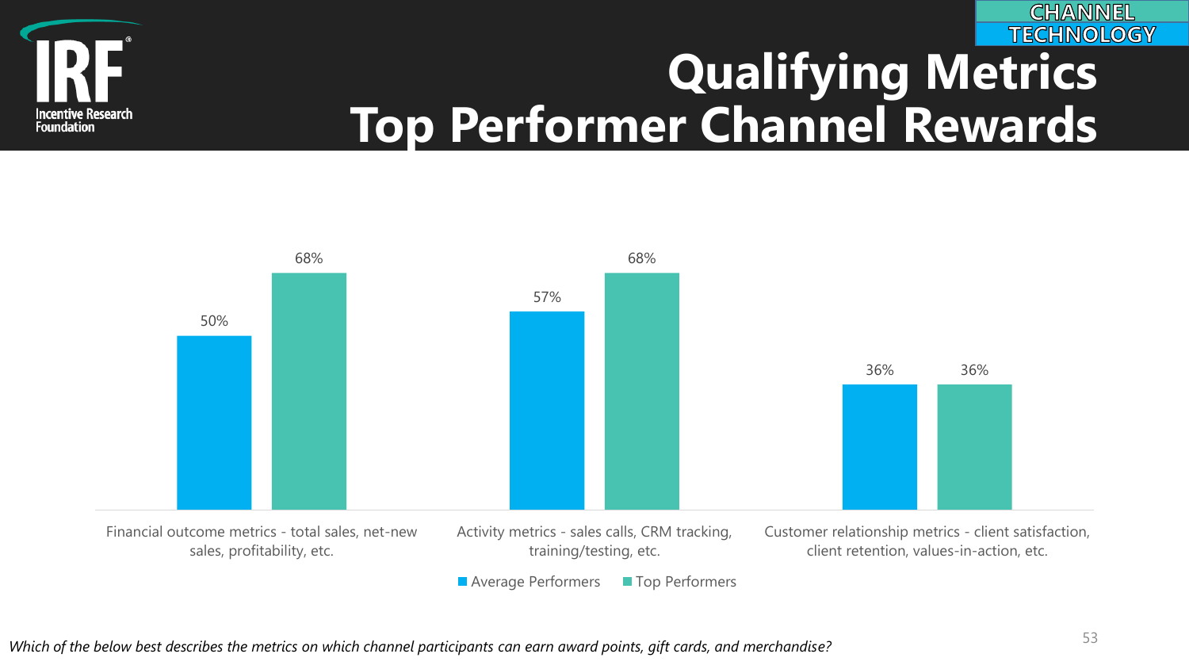CHANNEL TECHNOLOGY

# Qualifying Metrics
# Top Performer Channel Rewards

| Metric | Average Performers | Top Performers |
| --- | --- | --- |
| Financial outcome metrics - total sales, net-new sales, profitability, etc. | 50% | 68% |
| Activity metrics - sales calls, CRM tracking, training/testing, etc. | 57% | 68% |
| Customer relationship metrics - client satisfaction, client retention, values-in-action, etc. | 36% | 36% |

*Which of the below best describes the metrics on which channel participants can earn award points, gift cards, and merchandise?*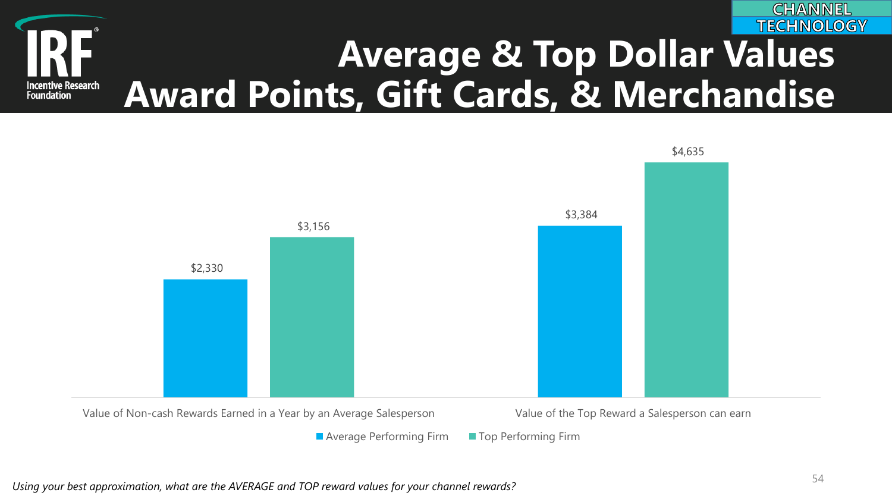CHANNEL TECHNOLOGY

# Average & Top Dollar Values
# Award Points, Gift Cards, & Merchandise

| | Average Performing Firm | Top Performing Firm |
|---|---|---|
| Value of Non-cash Rewards Earned in a Year by an Average Salesperson | $2,330 | $3,156 |
| Value of the Top Reward a Salesperson can earn | $3,384 | $4,635 |

*Using your best approximation, what are the AVERAGE and TOP reward values for your channel rewards?*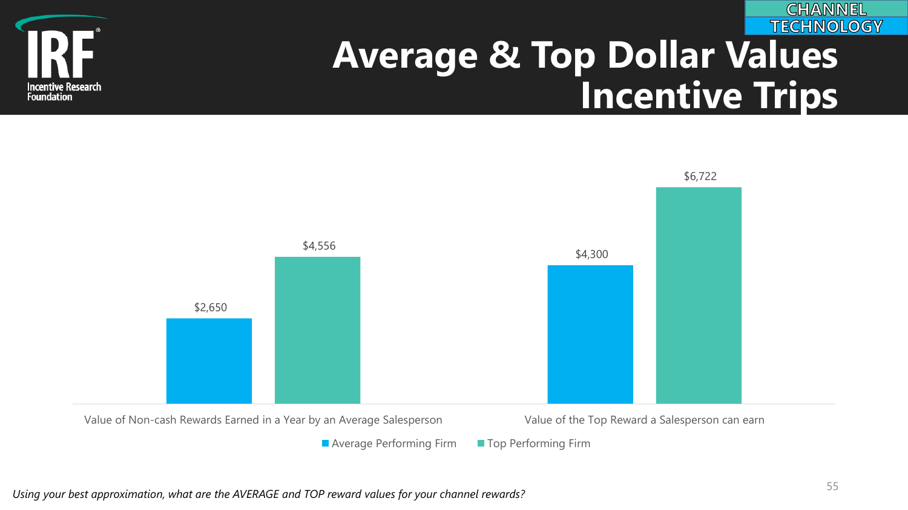CHANNEL TECHNOLOGY

# Average & Top Dollar Values Incentive Trips

| | Average Performing Firm | Top Performing Firm |
|---|---|---|
| Value of Non-cash Rewards Earned in a Year by an Average Salesperson | $2,650 | $4,556 |
| Value of the Top Reward a Salesperson can earn | $4,300 | $6,722 |

*Using your best approximation, what are the AVERAGE and TOP reward values for your channel rewards?*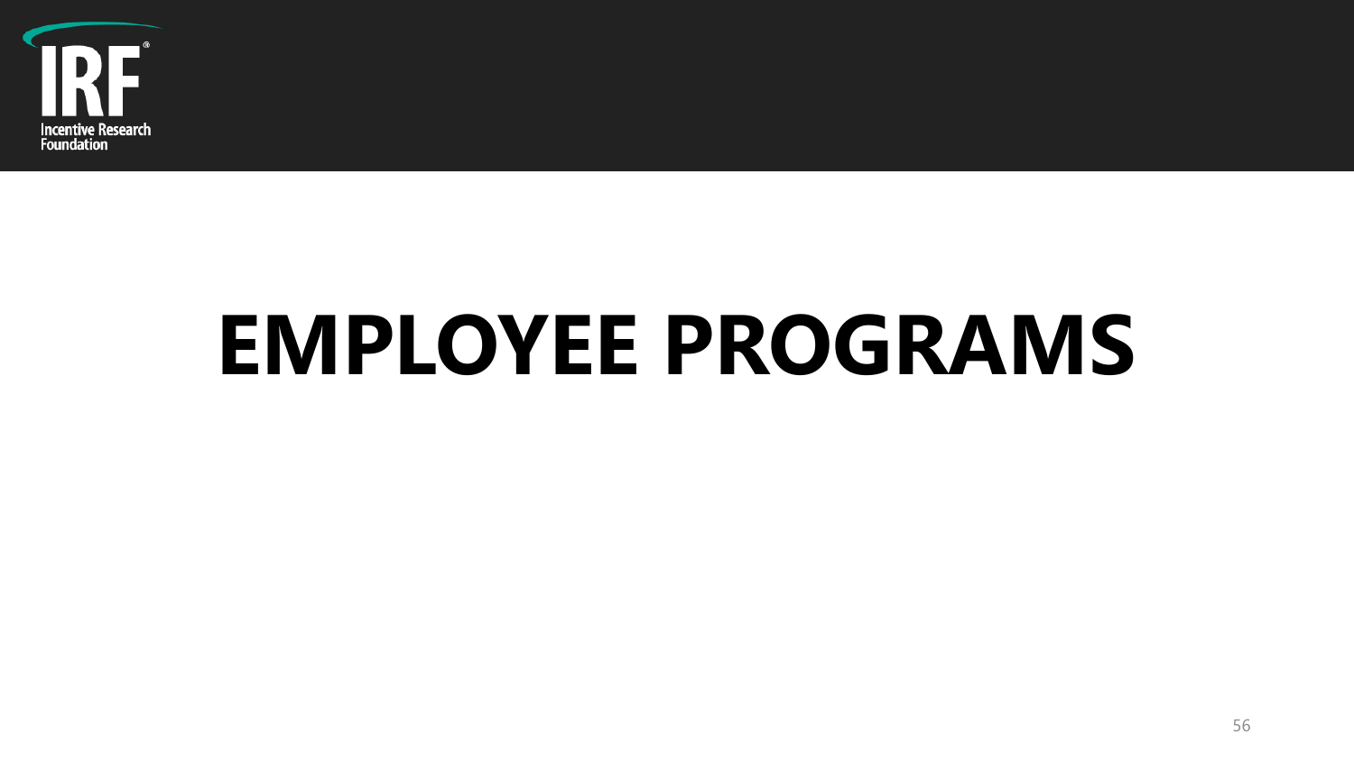# EMPLOYEE PROGRAMS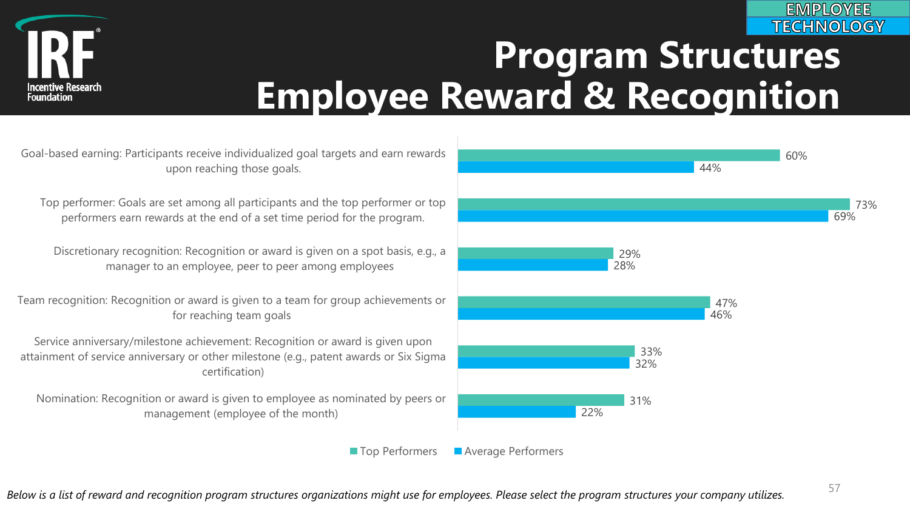EMPLOYEE TECHNOLOGY

# Program Structures Employee Reward & Recognition

| Program Structure | Top Performers | Average Performers |
| --- | --- | --- |
| Goal-based earning: Participants receive individualized goal targets and earn rewards upon reaching those goals. | 60% | 44% |
| Top performer: Goals are set among all participants and the top performer or top performers earn rewards at the end of a set time period for the program. | 73% | 69% |
| Discretionary recognition: Recognition or award is given on a spot basis, e.g., a manager to an employee, peer to peer among employees | 29% | 28% |
| Team recognition: Recognition or award is given to a team for group achievements or for reaching team goals | 47% | 46% |
| Service anniversary/milestone achievement: Recognition or award is given upon attainment of service anniversary or other milestone (e.g., patent awards or Six Sigma certification) | 33% | 32% |
| Nomination: Recognition or award is given to employee as nominated by peers or management (employee of the month) | 31% | 22% |

*Below is a list of reward and recognition program structures organizations might use for employees. Please select the program structures your company utilizes.*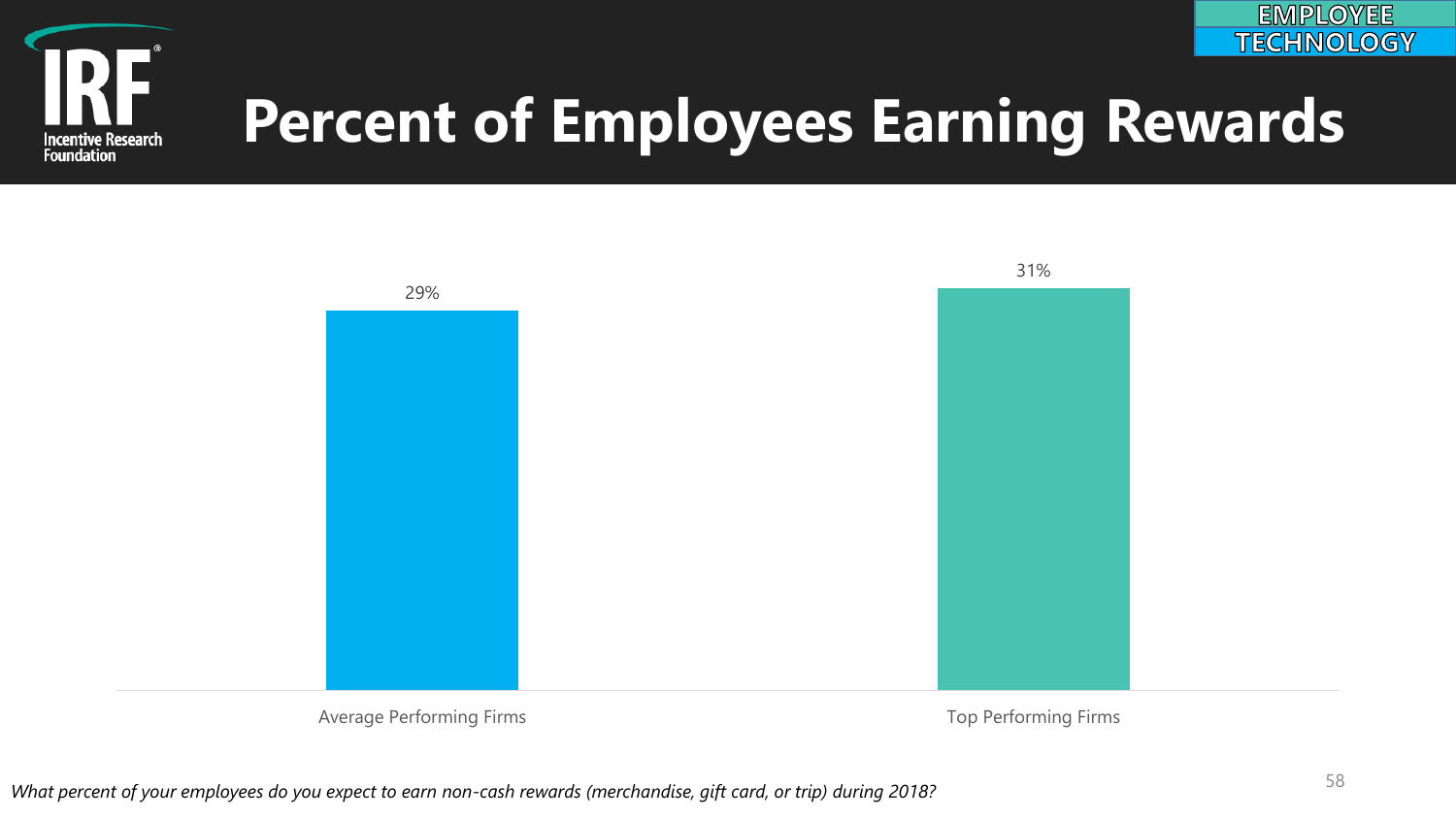# Percent of Employees Earning Rewards

EMPLOYEE TECHNOLOGY

| | Average Performing Firms | Top Performing Firms |
|---|---|---|
| Percent of Employees Earning Rewards | 29% | 31% |

*What percent of your employees do you expect to earn non-cash rewards (merchandise, gift card, or trip) during 2018?*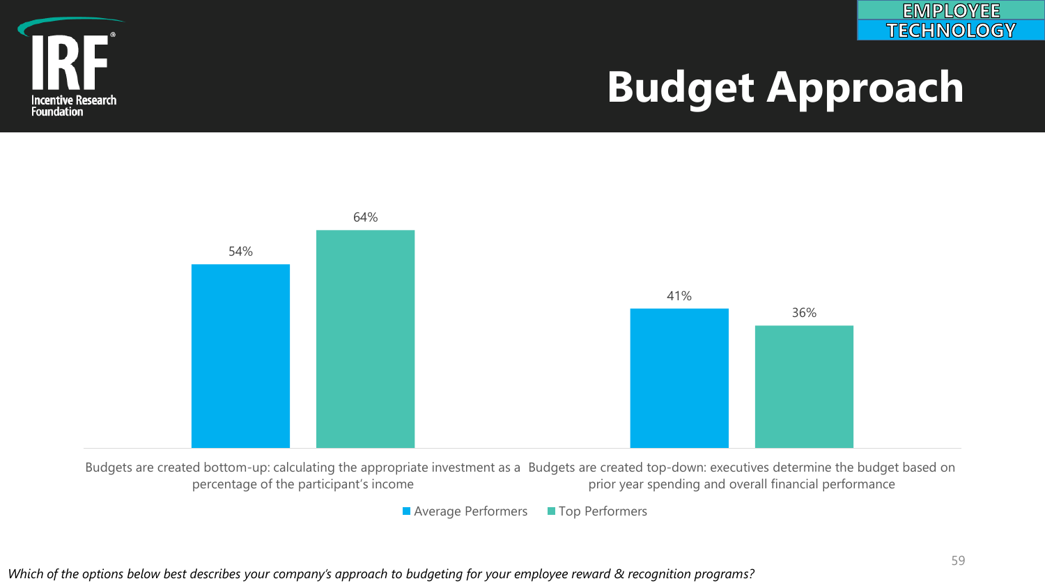EMPLOYEE TECHNOLOGY

# Budget Approach

| | Average Performers | Top Performers |
|---|---|---|
| Budgets are created bottom-up: calculating the appropriate investment as a percentage of the participant's income | 54% | 64% |
| Budgets are created top-down: executives determine the budget based on prior year spending and overall financial performance | 41% | 36% |

*Which of the options below best describes your company's approach to budgeting for your employee reward & recognition programs?*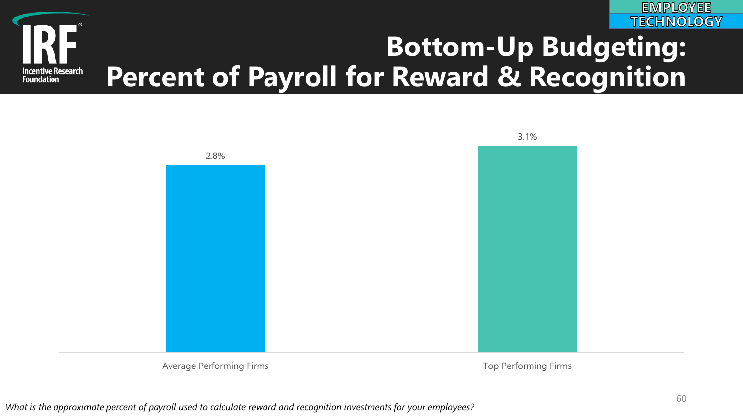EMPLOYEE TECHNOLOGY

# Bottom-Up Budgeting: Percent of Payroll for Reward & Recognition

| | Average Performing Firms | Top Performing Firms |
|---|---|---|
| Percent of payroll | 2.8% | 3.1% |

*What is the approximate percent of payroll used to calculate reward and recognition investments for your employees?*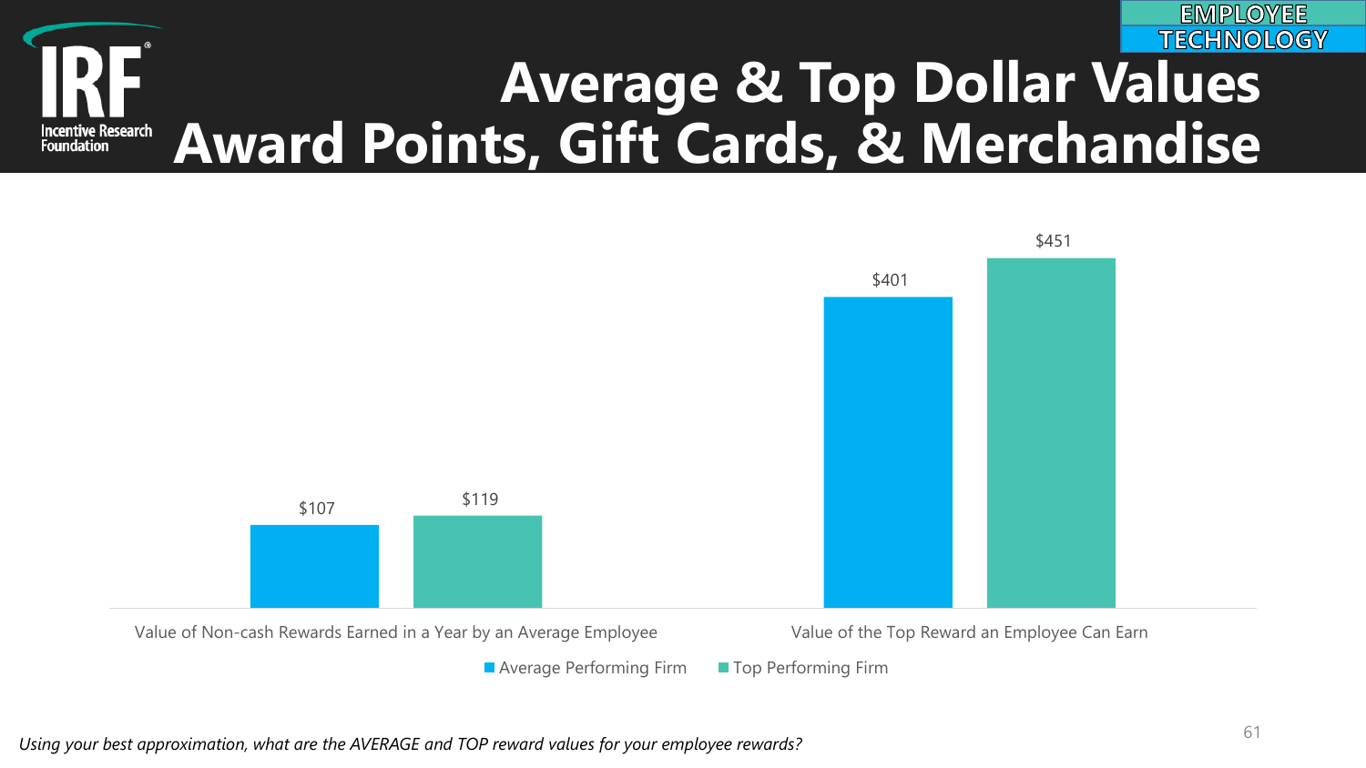EMPLOYEE TECHNOLOGY

# Average & Top Dollar Values Award Points, Gift Cards, & Merchandise

| | Average Performing Firm | Top Performing Firm |
|---|---|---|
| Value of Non-cash Rewards Earned in a Year by an Average Employee | $107 | $119 |
| Value of the Top Reward an Employee Can Earn | $401 | $451 |

*Using your best approximation, what are the AVERAGE and TOP reward values for your employee rewards?*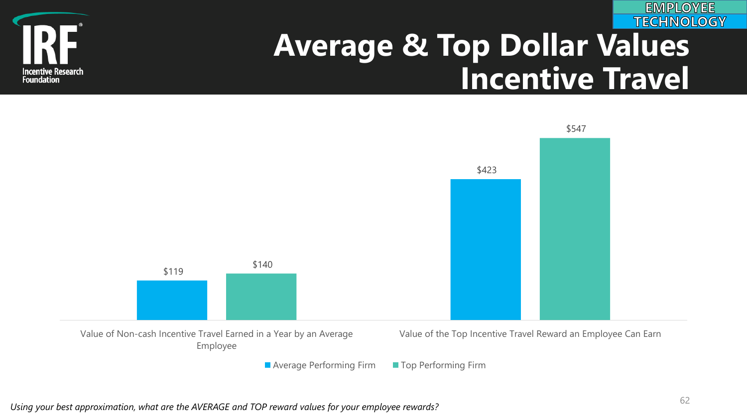EMPLOYEE TECHNOLOGY

# Average & Top Dollar Values Incentive Travel

| | Average Performing Firm | Top Performing Firm |
| --- | --- | --- |
| Value of Non-cash Incentive Travel Earned in a Year by an Average Employee | $119 | $140 |
| Value of the Top Incentive Travel Reward an Employee Can Earn | $423 | $547 |

*Using your best approximation, what are the AVERAGE and TOP reward values for your employee rewards?*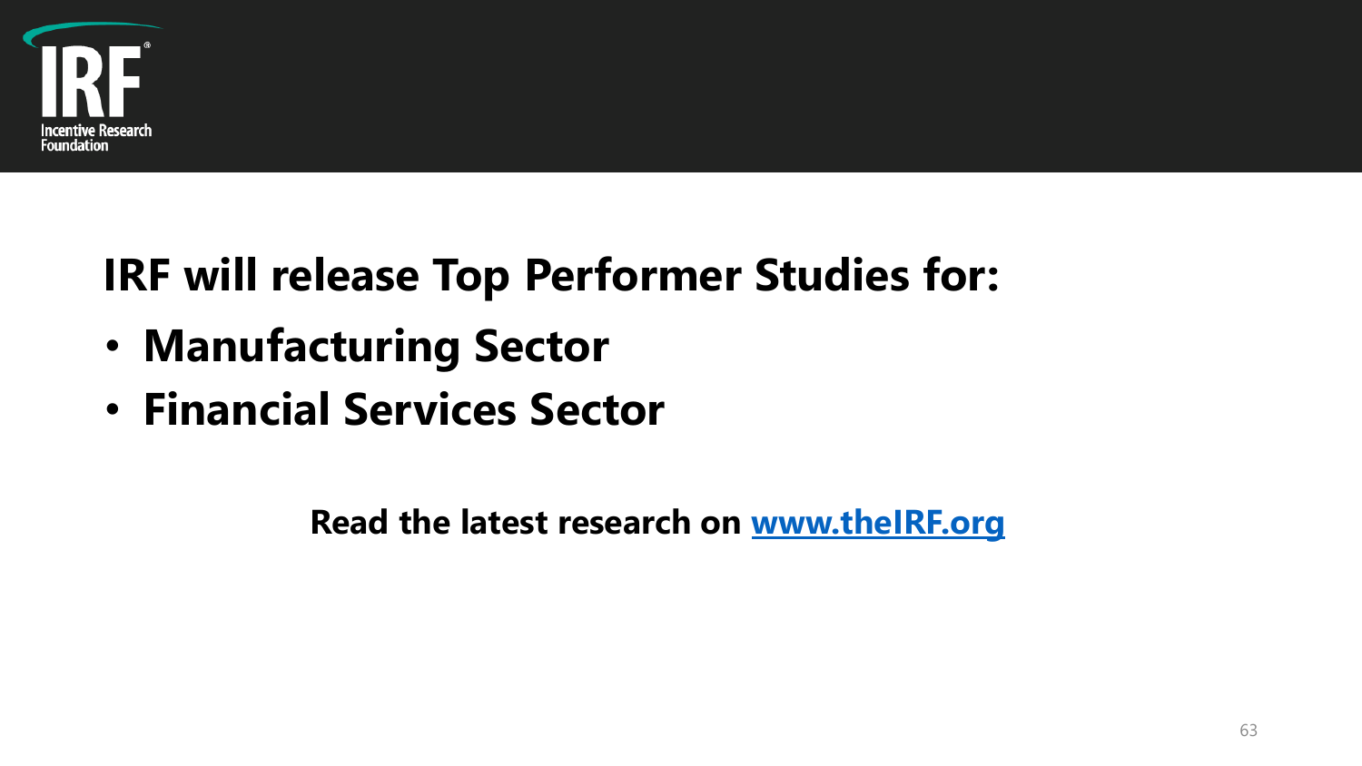## IRF will release Top Performer Studies for:

- **Manufacturing Sector**
- **Financial Services Sector**

**Read the latest research on www.theIRF.org**